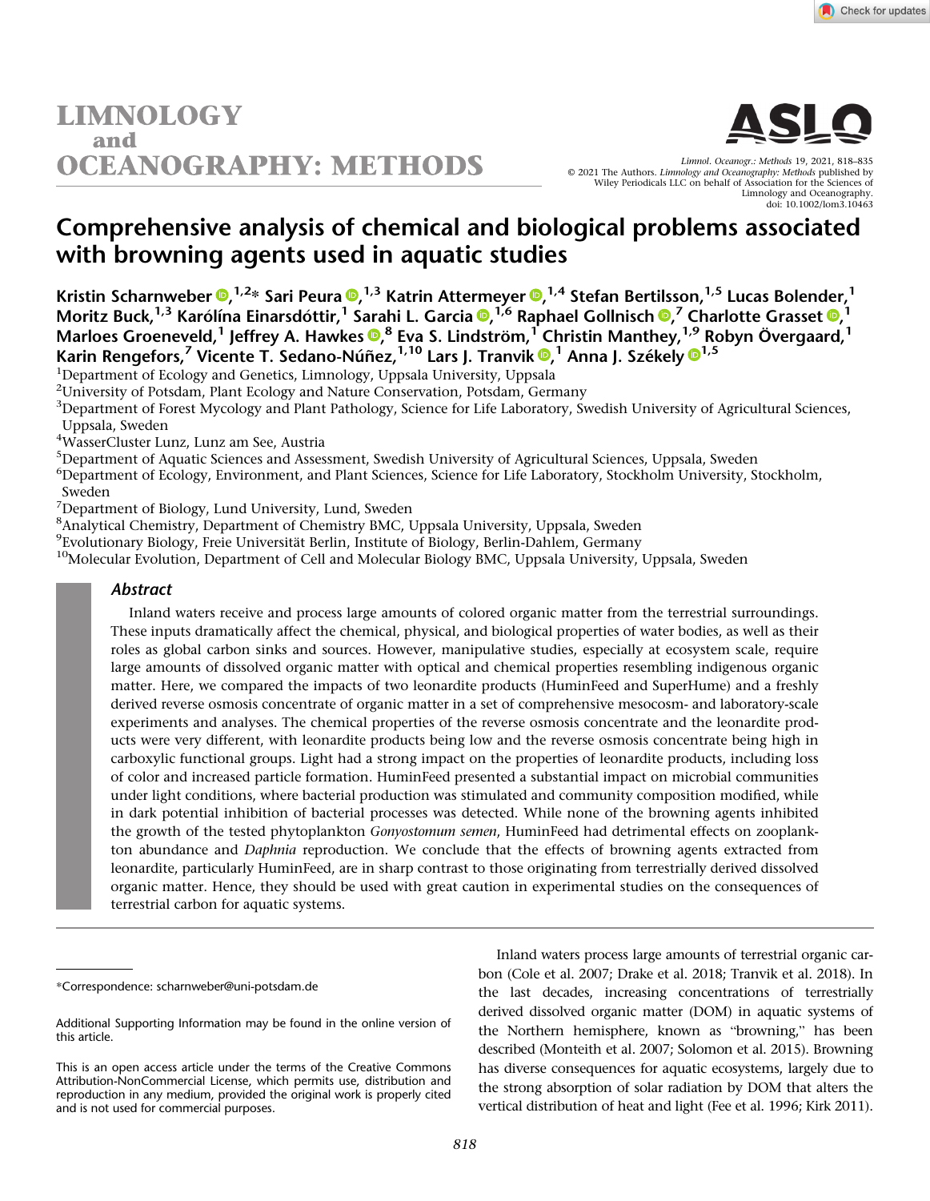# Comprehensive analysis of chemical and biological problems associated with browning agents used in aquatic studies

**Kristin Scharnweber,[1,2]* Sari Peura,[1,3] Katrin Attermeyer,[1,4] Stefan Bertilsson,[1,5] Lucas Bolender,[1] Moritz Buck,[1,3] Karólína Einarsdóttir,[1] Sarahi L. Garcia,[1,6] Raphael Gollnisch,[7] Charlotte Grasset,[1] Marloes Groeneveld,[1] Jeffrey A. Hawkes,[8] Eva S. Lindström,[1] Christin Manthey,[1,9] Robyn Övergaard,[1] Karin Rengefors,[7] Vicente T. Sedano-Núñez,[1,10] Lars J. Tranvik,[1] Anna J. Székely[1,5]**

[1]Department of Ecology and Genetics, Limnology, Uppsala University, Uppsala
[2]University of Potsdam, Plant Ecology and Nature Conservation, Potsdam, Germany
[3]Department of Forest Mycology and Plant Pathology, Science for Life Laboratory, Swedish University of Agricultural Sciences, Uppsala, Sweden
[4]WasserCluster Lunz, Lunz am See, Austria
[5]Department of Aquatic Sciences and Assessment, Swedish University of Agricultural Sciences, Uppsala, Sweden
[6]Department of Ecology, Environment, and Plant Sciences, Science for Life Laboratory, Stockholm University, Stockholm, Sweden
[7]Department of Biology, Lund University, Lund, Sweden
[8]Analytical Chemistry, Department of Chemistry BMC, Uppsala University, Uppsala, Sweden
[9]Evolutionary Biology, Freie Universität Berlin, Institute of Biology, Berlin-Dahlem, Germany
[10]Molecular Evolution, Department of Cell and Molecular Biology BMC, Uppsala University, Uppsala, Sweden

## Abstract

Inland waters receive and process large amounts of colored organic matter from the terrestrial surroundings. These inputs dramatically affect the chemical, physical, and biological properties of water bodies, as well as their roles as global carbon sinks and sources. However, manipulative studies, especially at ecosystem scale, require large amounts of dissolved organic matter with optical and chemical properties resembling indigenous organic matter. Here, we compared the impacts of two leonardite products (HuminFeed and SuperHume) and a freshly derived reverse osmosis concentrate of organic matter in a set of comprehensive mesocosm- and laboratory-scale experiments and analyses. The chemical properties of the reverse osmosis concentrate and the leonardite products were very different, with leonardite products being low and the reverse osmosis concentrate being high in carboxylic functional groups. Light had a strong impact on the properties of leonardite products, including loss of color and increased particle formation. HuminFeed presented a substantial impact on microbial communities under light conditions, where bacterial production was stimulated and community composition modified, while in dark potential inhibition of bacterial processes was detected. While none of the browning agents inhibited the growth of the tested phytoplankton *Gonyostomum semen*, HuminFeed had detrimental effects on zooplankton abundance and *Daphnia* reproduction. We conclude that the effects of browning agents extracted from leonardite, particularly HuminFeed, are in sharp contrast to those originating from terrestrially derived dissolved organic matter. Hence, they should be used with great caution in experimental studies on the consequences of terrestrial carbon for aquatic systems.

*Correspondence: scharnweber@uni-potsdam.de

Additional Supporting Information may be found in the online version of this article.

This is an open access article under the terms of the Creative Commons Attribution-NonCommercial License, which permits use, distribution and reproduction in any medium, provided the original work is properly cited and is not used for commercial purposes.

Inland waters process large amounts of terrestrial organic carbon (Cole et al. 2007; Drake et al. 2018; Tranvik et al. 2018). In the last decades, increasing concentrations of terrestrially derived dissolved organic matter (DOM) in aquatic systems of the Northern hemisphere, known as "browning," has been described (Monteith et al. 2007; Solomon et al. 2015). Browning has diverse consequences for aquatic ecosystems, largely due to the strong absorption of solar radiation by DOM that alters the vertical distribution of heat and light (Fee et al. 1996; Kirk 2011).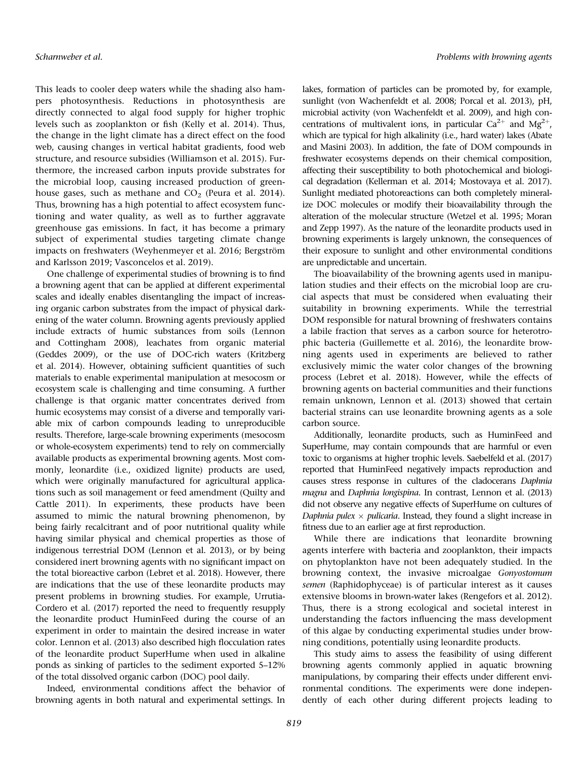This leads to cooler deep waters while the shading also hampers photosynthesis. Reductions in photosynthesis are directly connected to algal food supply for higher trophic levels such as zooplankton or fish (Kelly et al. 2014). Thus, the change in the light climate has a direct effect on the food web, causing changes in vertical habitat gradients, food web structure, and resource subsidies (Williamson et al. 2015). Furthermore, the increased carbon inputs provide substrates for the microbial loop, causing increased production of greenhouse gases, such as methane and $CO_2$ (Peura et al. 2014). Thus, browning has a high potential to affect ecosystem functioning and water quality, as well as to further aggravate greenhouse gas emissions. In fact, it has become a primary subject of experimental studies targeting climate change impacts on freshwaters (Weyhenmeyer et al. 2016; Bergström and Karlsson 2019; Vasconcelos et al. 2019).

One challenge of experimental studies of browning is to find a browning agent that can be applied at different experimental scales and ideally enables disentangling the impact of increasing organic carbon substrates from the impact of physical darkening of the water column. Browning agents previously applied include extracts of humic substances from soils (Lennon and Cottingham 2008), leachates from organic material (Geddes 2009), or the use of DOC-rich waters (Kritzberg et al. 2014). However, obtaining sufficient quantities of such materials to enable experimental manipulation at mesocosm or ecosystem scale is challenging and time consuming. A further challenge is that organic matter concentrates derived from humic ecosystems may consist of a diverse and temporally variable mix of carbon compounds leading to unreproducible results. Therefore, large-scale browning experiments (mesocosm or whole-ecosystem experiments) tend to rely on commercially available products as experimental browning agents. Most commonly, leonardite (i.e., oxidized lignite) products are used, which were originally manufactured for agricultural applications such as soil management or feed amendment (Quilty and Cattle 2011). In experiments, these products have been assumed to mimic the natural browning phenomenon, by being fairly recalcitrant and of poor nutritional quality while having similar physical and chemical properties as those of indigenous terrestrial DOM (Lennon et al. 2013), or by being considered inert browning agents with no significant impact on the total bioreactive carbon (Lebret et al. 2018). However, there are indications that the use of these leonardite products may present problems in browning studies. For example, Urrutia-Cordero et al. (2017) reported the need to frequently resupply the leonardite product HuminFeed during the course of an experiment in order to maintain the desired increase in water color. Lennon et al. (2013) also described high flocculation rates of the leonardite product SuperHume when used in alkaline ponds as sinking of particles to the sediment exported 5–12% of the total dissolved organic carbon (DOC) pool daily.

Indeed, environmental conditions affect the behavior of browning agents in both natural and experimental settings. In lakes, formation of particles can be promoted by, for example, sunlight (von Wachenfeldt et al. 2008; Porcal et al. 2013), pH, microbial activity (von Wachenfeldt et al. 2009), and high concentrations of multivalent ions, in particular $Ca^{2+}$ and $Mg^{2+}$, which are typical for high alkalinity (i.e., hard water) lakes (Abate and Masini 2003). In addition, the fate of DOM compounds in freshwater ecosystems depends on their chemical composition, affecting their susceptibility to both photochemical and biological degradation (Kellerman et al. 2014; Mostovaya et al. 2017). Sunlight mediated photoreactions can both completely mineralize DOC molecules or modify their bioavailability through the alteration of the molecular structure (Wetzel et al. 1995; Moran and Zepp 1997). As the nature of the leonardite products used in browning experiments is largely unknown, the consequences of their exposure to sunlight and other environmental conditions are unpredictable and uncertain.

The bioavailability of the browning agents used in manipulation studies and their effects on the microbial loop are crucial aspects that must be considered when evaluating their suitability in browning experiments. While the terrestrial DOM responsible for natural browning of freshwaters contains a labile fraction that serves as a carbon source for heterotrophic bacteria (Guillemette et al. 2016), the leonardite browning agents used in experiments are believed to rather exclusively mimic the water color changes of the browning process (Lebret et al. 2018). However, while the effects of browning agents on bacterial communities and their functions remain unknown, Lennon et al. (2013) showed that certain bacterial strains can use leonardite browning agents as a sole carbon source.

Additionally, leonardite products, such as HuminFeed and SuperHume, may contain compounds that are harmful or even toxic to organisms at higher trophic levels. Saebelfeld et al. (2017) reported that HuminFeed negatively impacts reproduction and causes stress response in cultures of the cladocerans *Daphnia magna* and *Daphnia longispina*. In contrast, Lennon et al. (2013) did not observe any negative effects of SuperHume on cultures of *Daphnia pulex* × *pulicaria*. Instead, they found a slight increase in fitness due to an earlier age at first reproduction.

While there are indications that leonardite browning agents interfere with bacteria and zooplankton, their impacts on phytoplankton have not been adequately studied. In the browning context, the invasive microalgae *Gonyostomum semen* (Raphidophyceae) is of particular interest as it causes extensive blooms in brown-water lakes (Rengefors et al. 2012). Thus, there is a strong ecological and societal interest in understanding the factors influencing the mass development of this algae by conducting experimental studies under browning conditions, potentially using leonardite products.

This study aims to assess the feasibility of using different browning agents commonly applied in aquatic browning manipulations, by comparing their effects under different environmental conditions. The experiments were done independently of each other during different projects leading to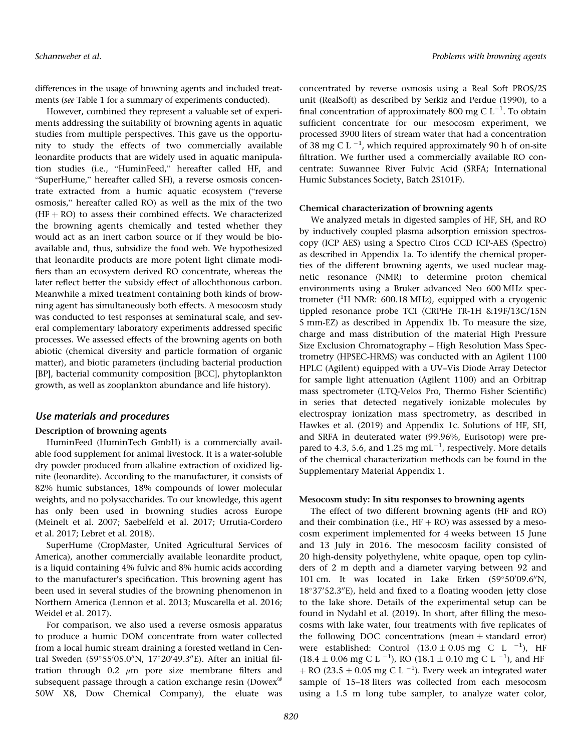differences in the usage of browning agents and included treatments (*see* Table 1 for a summary of experiments conducted).

However, combined they represent a valuable set of experiments addressing the suitability of browning agents in aquatic studies from multiple perspectives. This gave us the opportunity to study the effects of two commercially available leonardite products that are widely used in aquatic manipulation studies (i.e., "HuminFeed," hereafter called HF, and "SuperHume," hereafter called SH), a reverse osmosis concentrate extracted from a humic aquatic ecosystem ("reverse osmosis," hereafter called RO) as well as the mix of the two (HF + RO) to assess their combined effects. We characterized the browning agents chemically and tested whether they would act as an inert carbon source or if they would be bioavailable and, thus, subsidize the food web. We hypothesized that leonardite products are more potent light climate modifiers than an ecosystem derived RO concentrate, whereas the later reflect better the subsidy effect of allochthonous carbon. Meanwhile a mixed treatment containing both kinds of browning agent has simultaneously both effects. A mesocosm study was conducted to test responses at seminatural scale, and several complementary laboratory experiments addressed specific processes. We assessed effects of the browning agents on both abiotic (chemical diversity and particle formation of organic matter), and biotic parameters (including bacterial production [BP], bacterial community composition [BCC], phytoplankton growth, as well as zooplankton abundance and life history).

## Use materials and procedures

### Description of browning agents

HuminFeed (HuminTech GmbH) is a commercially available food supplement for animal livestock. It is a water-soluble dry powder produced from alkaline extraction of oxidized lignite (leonardite). According to the manufacturer, it consists of 82% humic substances, 18% compounds of lower molecular weights, and no polysaccharides. To our knowledge, this agent has only been used in browning studies across Europe (Meinelt et al. 2007; Saebelfeld et al. 2017; Urrutia-Cordero et al. 2017; Lebret et al. 2018).

SuperHume (CropMaster, United Agricultural Services of America), another commercially available leonardite product, is a liquid containing 4% fulvic and 8% humic acids according to the manufacturer's specification. This browning agent has been used in several studies of the browning phenomenon in Northern America (Lennon et al. 2013; Muscarella et al. 2016; Weidel et al. 2017).

For comparison, we also used a reverse osmosis apparatus to produce a humic DOM concentrate from water collected from a local humic stream draining a forested wetland in Central Sweden (59°55′05.0″N, 17°20′49.3″E). After an initial filtration through 0.2 $\mu$m pore size membrane filters and subsequent passage through a cation exchange resin (Dowex® 50W X8, Dow Chemical Company), the eluate was concentrated by reverse osmosis using a Real Soft PROS/2S unit (RealSoft) as described by Serkiz and Perdue (1990), to a final concentration of approximately 800 mg C $L^{-1}$. To obtain sufficient concentrate for our mesocosm experiment, we processed 3900 liters of stream water that had a concentration of 38 mg C $L^{-1}$, which required approximately 90 h of on-site filtration. We further used a commercially available RO concentrate: Suwannee River Fulvic Acid (SRFA; International Humic Substances Society, Batch 2S101F).

### Chemical characterization of browning agents

We analyzed metals in digested samples of HF, SH, and RO by inductively coupled plasma adsorption emission spectroscopy (ICP AES) using a Spectro Ciros CCD ICP-AES (Spectro) as described in Appendix 1a. To identify the chemical properties of the different browning agents, we used nuclear magnetic resonance (NMR) to determine proton chemical environments using a Bruker advanced Neo 600 MHz spectrometer ($^1$H NMR: 600.18 MHz), equipped with a cryogenic tippled resonance probe TCI (CRPHe TR-1H &19F/13C/15N 5 mm-EZ) as described in Appendix 1b. To measure the size, charge and mass distribution of the material High Pressure Size Exclusion Chromatography – High Resolution Mass Spectrometry (HPSEC-HRMS) was conducted with an Agilent 1100 HPLC (Agilent) equipped with a UV–Vis Diode Array Detector for sample light attenuation (Agilent 1100) and an Orbitrap mass spectrometer (LTQ-Velos Pro, Thermo Fisher Scientific) in series that detected negatively ionizable molecules by electrospray ionization mass spectrometry, as described in Hawkes et al. (2019) and Appendix 1c. Solutions of HF, SH, and SRFA in deuterated water (99.96%, Eurisotop) were prepared to 4.3, 5.6, and 1.25 mg $mL^{-1}$, respectively. More details of the chemical characterization methods can be found in the Supplementary Material Appendix 1.

### Mesocosm study: In situ responses to browning agents

The effect of two different browning agents (HF and RO) and their combination (i.e., HF + RO) was assessed by a mesocosm experiment implemented for 4 weeks between 15 June and 13 July in 2016. The mesocosm facility consisted of 20 high-density polyethylene, white opaque, open top cylinders of 2 m depth and a diameter varying between 92 and 101 cm. It was located in Lake Erken (59°50′09.6″N, 18°37′52.3″E), held and fixed to a floating wooden jetty close to the lake shore. Details of the experimental setup can be found in Nydahl et al. (2019). In short, after filling the mesocosms with lake water, four treatments with five replicates of the following DOC concentrations (mean ± standard error) were established: Control ($13.0 \pm 0.05$ mg C $L^{-1}$), HF ($18.4 \pm 0.06$ mg C $L^{-1}$), RO ($18.1 \pm 0.10$ mg C $L^{-1}$), and HF + RO ($23.5 \pm 0.05$ mg C $L^{-1}$). Every week an integrated water sample of 15–18 liters was collected from each mesocosm using a 1.5 m long tube sampler, to analyze water color,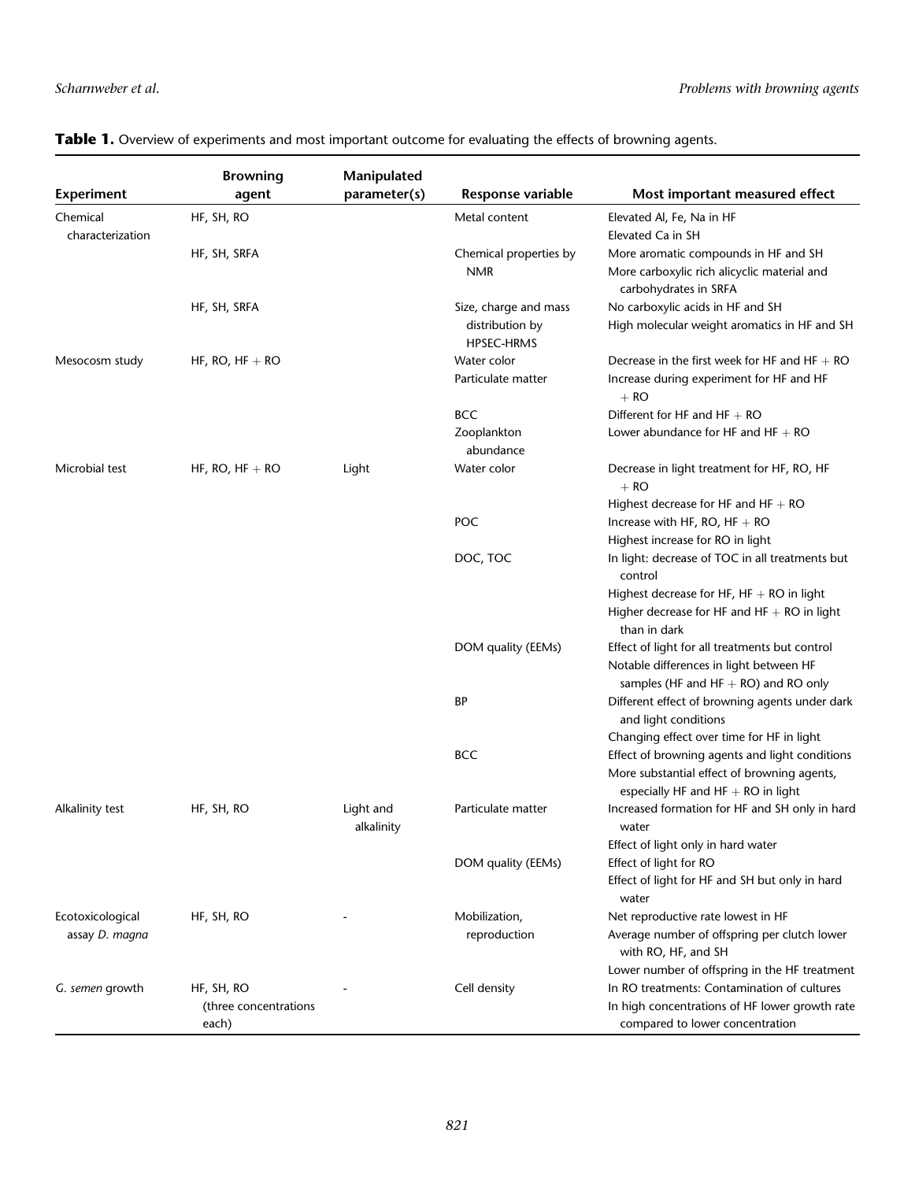**Table 1.** Overview of experiments and most important outcome for evaluating the effects of browning agents.

| Experiment | Browning agent | Manipulated parameter(s) | Response variable | Most important measured effect |
|---|---|---|---|---|
| Chemical characterization | HF, SH, RO | | Metal content | Elevated Al, Fe, Na in HF |
| | | | | Elevated Ca in SH |
| | HF, SH, SRFA | | Chemical properties by NMR | More aromatic compounds in HF and SH |
| | | | | More carboxylic rich alicyclic material and carbohydrates in SRFA |
| | HF, SH, SRFA | | Size, charge and mass distribution by HPSEC-HRMS | No carboxylic acids in HF and SH |
| | | | | High molecular weight aromatics in HF and SH |
| Mesocosm study | HF, RO, HF + RO | | Water color | Decrease in the first week for HF and HF + RO |
| | | | Particulate matter | Increase during experiment for HF and HF + RO |
| | | | BCC | Different for HF and HF + RO |
| | | | Zooplankton abundance | Lower abundance for HF and HF + RO |
| Microbial test | HF, RO, HF + RO | Light | Water color | Decrease in light treatment for HF, RO, HF + RO |
| | | | | Highest decrease for HF and HF + RO |
| | | | POC | Increase with HF, RO, HF + RO |
| | | | | Highest increase for RO in light |
| | | | DOC, TOC | In light: decrease of TOC in all treatments but control |
| | | | | Highest decrease for HF, HF + RO in light |
| | | | | Higher decrease for HF and HF + RO in light than in dark |
| | | | DOM quality (EEMs) | Effect of light for all treatments but control |
| | | | | Notable differences in light between HF samples (HF and HF + RO) and RO only |
| | | | BP | Different effect of browning agents under dark and light conditions |
| | | | | Changing effect over time for HF in light |
| | | | BCC | Effect of browning agents and light conditions |
| | | | | More substantial effect of browning agents, especially HF and HF + RO in light |
| Alkalinity test | HF, SH, RO | Light and alkalinity | Particulate matter | Increased formation for HF and SH only in hard water |
| | | | | Effect of light only in hard water |
| | | | DOM quality (EEMs) | Effect of light for RO |
| | | | | Effect of light for HF and SH but only in hard water |
| Ecotoxicological assay *D. magna* | HF, SH, RO | - | Mobilization, reproduction | Net reproductive rate lowest in HF |
| | | | | Average number of offspring per clutch lower with RO, HF, and SH |
| | | | | Lower number of offspring in the HF treatment |
| *G. semen* growth | HF, SH, RO (three concentrations each) | - | Cell density | In RO treatments: Contamination of cultures |
| | | | | In high concentrations of HF lower growth rate compared to lower concentration |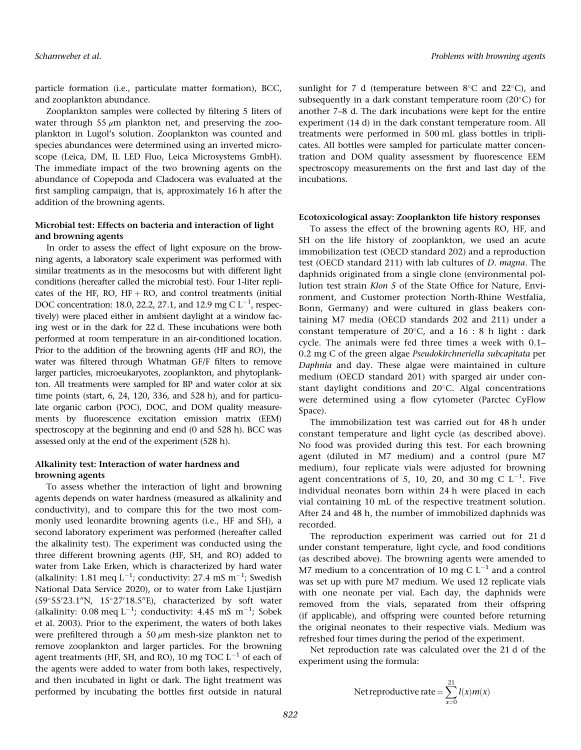particle formation (i.e., particulate matter formation), BCC, and zooplankton abundance.

Zooplankton samples were collected by filtering 5 liters of water through 55 $\mu$m plankton net, and preserving the zooplankton in Lugol's solution. Zooplankton was counted and species abundances were determined using an inverted microscope (Leica, DM, IL LED Fluo, Leica Microsystems GmbH). The immediate impact of the two browning agents on the abundance of Copepoda and Cladocera was evaluated at the first sampling campaign, that is, approximately 16 h after the addition of the browning agents.

### Microbial test: Effects on bacteria and interaction of light and browning agents

In order to assess the effect of light exposure on the browning agents, a laboratory scale experiment was performed with similar treatments as in the mesocosms but with different light conditions (hereafter called the microbial test). Four 1-liter replicates of the HF, RO, HF + RO, and control treatments (initial DOC concentration: 18.0, 22.2, 27.1, and 12.9 mg C $L^{-1}$, respectively) were placed either in ambient daylight at a window facing west or in the dark for 22 d. These incubations were both performed at room temperature in an air-conditioned location. Prior to the addition of the browning agents (HF and RO), the water was filtered through Whatman GF/F filters to remove larger particles, microeukaryotes, zooplankton, and phytoplankton. All treatments were sampled for BP and water color at six time points (start, 6, 24, 120, 336, and 528 h), and for particulate organic carbon (POC), DOC, and DOM quality measurements by fluorescence excitation emission matrix (EEM) spectroscopy at the beginning and end (0 and 528 h). BCC was assessed only at the end of the experiment (528 h).

### Alkalinity test: Interaction of water hardness and browning agents

To assess whether the interaction of light and browning agents depends on water hardness (measured as alkalinity and conductivity), and to compare this for the two most commonly used leonardite browning agents (i.e., HF and SH), a second laboratory experiment was performed (hereafter called the alkalinity test). The experiment was conducted using the three different browning agents (HF, SH, and RO) added to water from Lake Erken, which is characterized by hard water (alkalinity: 1.81 meq $L^{-1}$; conductivity: 27.4 mS $m^{-1}$; Swedish National Data Service 2020), or to water from Lake Ljustjärn (59°55′23.1″N, 15°27′18.5″E), characterized by soft water (alkalinity: 0.08 meq $L^{-1}$; conductivity: 4.45 mS $m^{-1}$; Sobek et al. 2003). Prior to the experiment, the waters of both lakes were prefiltered through a 50 $\mu$m mesh-size plankton net to remove zooplankton and larger particles. For the browning agent treatments (HF, SH, and RO), 10 mg TOC $L^{-1}$ of each of the agents were added to water from both lakes, respectively, and then incubated in light or dark. The light treatment was performed by incubating the bottles first outside in natural sunlight for 7 d (temperature between 8°C and 22°C), and subsequently in a dark constant temperature room (20°C) for another 7–8 d. The dark incubations were kept for the entire experiment (14 d) in the dark constant temperature room. All treatments were performed in 500 mL glass bottles in triplicates. All bottles were sampled for particulate matter concentration and DOM quality assessment by fluorescence EEM spectroscopy measurements on the first and last day of the incubations.

### Ecotoxicological assay: Zooplankton life history responses

To assess the effect of the browning agents RO, HF, and SH on the life history of zooplankton, we used an acute immobilization test (OECD standard 202) and a reproduction test (OECD standard 211) with lab cultures of *D. magna*. The daphnids originated from a single clone (environmental pollution test strain *Klon 5* of the State Office for Nature, Environment, and Customer protection North-Rhine Westfalia, Bonn, Germany) and were cultured in glass beakers containing M7 media (OECD standards 202 and 211) under a constant temperature of 20°C, and a 16 : 8 h light : dark cycle. The animals were fed three times a week with 0.1–0.2 mg C of the green algae *Pseudokirchneriella subcapitata* per *Daphnia* and day. These algae were maintained in culture medium (OECD standard 201) with sparged air under constant daylight conditions and 20°C. Algal concentrations were determined using a flow cytometer (Parctec CyFlow Space).

The immobilization test was carried out for 48 h under constant temperature and light cycle (as described above). No food was provided during this test. For each browning agent (diluted in M7 medium) and a control (pure M7 medium), four replicate vials were adjusted for browning agent concentrations of 5, 10, 20, and 30 mg C $L^{-1}$. Five individual neonates born within 24 h were placed in each vial containing 10 mL of the respective treatment solution. After 24 and 48 h, the number of immobilized daphnids was recorded.

The reproduction experiment was carried out for 21 d under constant temperature, light cycle, and food conditions (as described above). The browning agents were amended to M7 medium to a concentration of 10 mg C $L^{-1}$ and a control was set up with pure M7 medium. We used 12 replicate vials with one neonate per vial. Each day, the daphnids were removed from the vials, separated from their offspring (if applicable), and offspring were counted before returning the original neonates to their respective vials. Medium was refreshed four times during the period of the experiment.

Net reproduction rate was calculated over the 21 d of the experiment using the formula:

$$\text{Net reproductive rate} = \sum_{x=0}^{21} l(x)m(x)$$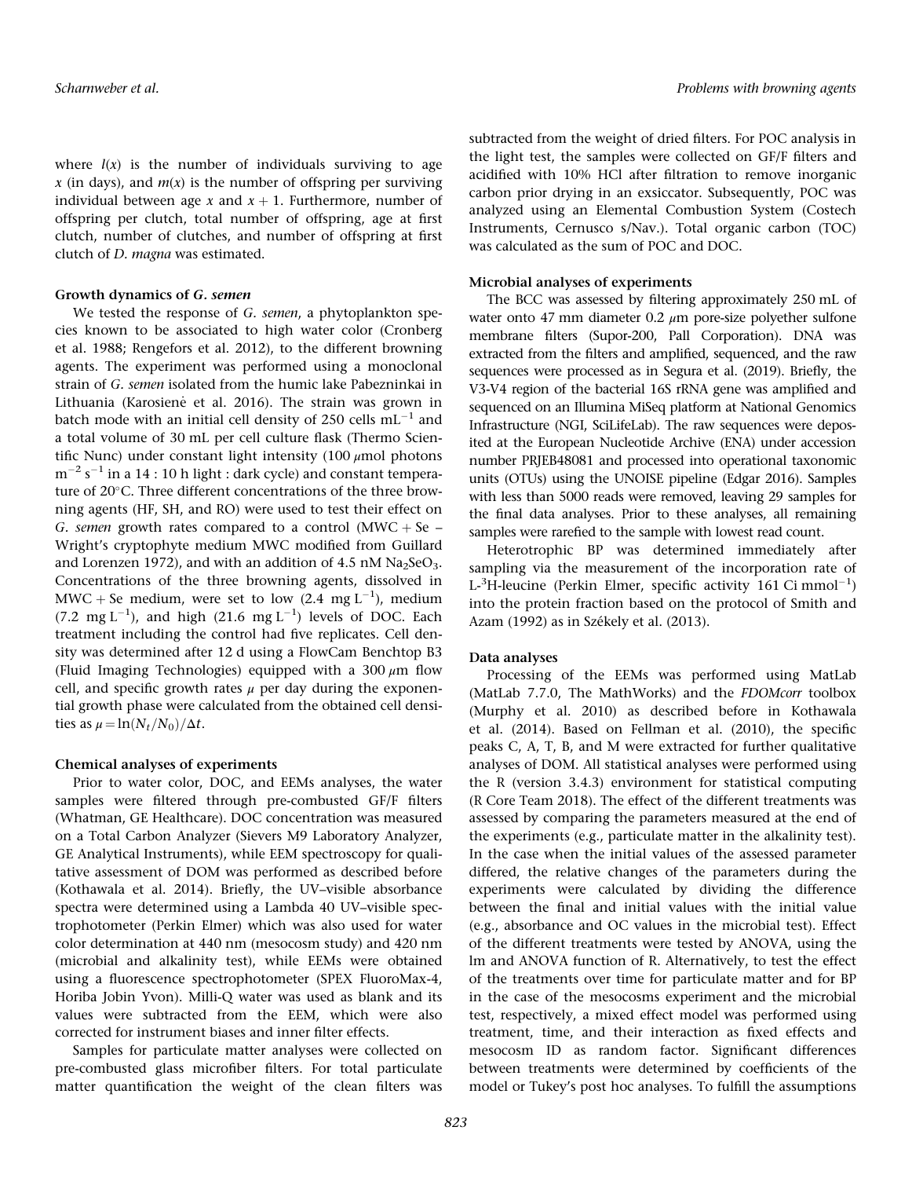where $l(x)$ is the number of individuals surviving to age $x$ (in days), and $m(x)$ is the number of offspring per surviving individual between age $x$ and $x + 1$. Furthermore, number of offspring per clutch, total number of offspring, age at first clutch, number of clutches, and number of offspring at first clutch of *D. magna* was estimated.

#### Growth dynamics of *G. semen*

We tested the response of *G. semen*, a phytoplankton species known to be associated to high water color (Cronberg et al. 1988; Rengefors et al. 2012), to the different browning agents. The experiment was performed using a monoclonal strain of *G. semen* isolated from the humic lake Pabezninkai in Lithuania (Karosienė et al. 2016). The strain was grown in batch mode with an initial cell density of 250 cells $mL^{-1}$ and a total volume of 30 mL per cell culture flask (Thermo Scientific Nunc) under constant light intensity (100 $\mu$mol photons $m^{-2}$ $s^{-1}$ in a 14 : 10 h light : dark cycle) and constant temperature of 20°C. Three different concentrations of the three browning agents (HF, SH, and RO) were used to test their effect on *G. semen* growth rates compared to a control (MWC + Se – Wright's cryptophyte medium MWC modified from Guillard and Lorenzen 1972), and with an addition of 4.5 nM $Na_2SeO_3$. Concentrations of the three browning agents, dissolved in MWC + Se medium, were set to low (2.4 mg $L^{-1}$), medium (7.2 mg $L^{-1}$), and high (21.6 mg $L^{-1}$) levels of DOC. Each treatment including the control had five replicates. Cell density was determined after 12 d using a FlowCam Benchtop B3 (Fluid Imaging Technologies) equipped with a 300 $\mu$m flow cell, and specific growth rates $\mu$ per day during the exponential growth phase were calculated from the obtained cell densities as $\mu = \ln(N_t/N_0)/\Delta t$.

#### Chemical analyses of experiments

Prior to water color, DOC, and EEMs analyses, the water samples were filtered through pre-combusted GF/F filters (Whatman, GE Healthcare). DOC concentration was measured on a Total Carbon Analyzer (Sievers M9 Laboratory Analyzer, GE Analytical Instruments), while EEM spectroscopy for qualitative assessment of DOM was performed as described before (Kothawala et al. 2014). Briefly, the UV–visible absorbance spectra were determined using a Lambda 40 UV–visible spectrophotometer (Perkin Elmer) which was also used for water color determination at 440 nm (mesocosm study) and 420 nm (microbial and alkalinity test), while EEMs were obtained using a fluorescence spectrophotometer (SPEX FluoroMax-4, Horiba Jobin Yvon). Milli-Q water was used as blank and its values were subtracted from the EEM, which were also corrected for instrument biases and inner filter effects.

Samples for particulate matter analyses were collected on pre-combusted glass microfiber filters. For total particulate matter quantification the weight of the clean filters was subtracted from the weight of dried filters. For POC analysis in the light test, the samples were collected on GF/F filters and acidified with 10% HCl after filtration to remove inorganic carbon prior drying in an exsiccator. Subsequently, POC was analyzed using an Elemental Combustion System (Costech Instruments, Cernusco s/Nav.). Total organic carbon (TOC) was calculated as the sum of POC and DOC.

#### Microbial analyses of experiments

The BCC was assessed by filtering approximately 250 mL of water onto 47 mm diameter 0.2 $\mu$m pore-size polyether sulfone membrane filters (Supor-200, Pall Corporation). DNA was extracted from the filters and amplified, sequenced, and the raw sequences were processed as in Segura et al. (2019). Briefly, the V3-V4 region of the bacterial 16S rRNA gene was amplified and sequenced on an Illumina MiSeq platform at National Genomics Infrastructure (NGI, SciLifeLab). The raw sequences were deposited at the European Nucleotide Archive (ENA) under accession number PRJEB48081 and processed into operational taxonomic units (OTUs) using the UNOISE pipeline (Edgar 2016). Samples with less than 5000 reads were removed, leaving 29 samples for the final data analyses. Prior to these analyses, all remaining samples were rarefied to the sample with lowest read count.

Heterotrophic BP was determined immediately after sampling via the measurement of the incorporation rate of L-$^{3}$H-leucine (Perkin Elmer, specific activity 161 Ci $mmol^{-1}$) into the protein fraction based on the protocol of Smith and Azam (1992) as in Székely et al. (2013).

#### Data analyses

Processing of the EEMs was performed using MatLab (MatLab 7.7.0, The MathWorks) and the *FDOMcorr* toolbox (Murphy et al. 2010) as described before in Kothawala et al. (2014). Based on Fellman et al. (2010), the specific peaks C, A, T, B, and M were extracted for further qualitative analyses of DOM. All statistical analyses were performed using the R (version 3.4.3) environment for statistical computing (R Core Team 2018). The effect of the different treatments was assessed by comparing the parameters measured at the end of the experiments (e.g., particulate matter in the alkalinity test). In the case when the initial values of the assessed parameter differed, the relative changes of the parameters during the experiments were calculated by dividing the difference between the final and initial values with the initial value (e.g., absorbance and OC values in the microbial test). Effect of the different treatments were tested by ANOVA, using the lm and ANOVA function of R. Alternatively, to test the effect of the treatments over time for particulate matter and for BP in the case of the mesocosms experiment and the microbial test, respectively, a mixed effect model was performed using treatment, time, and their interaction as fixed effects and mesocosm ID as random factor. Significant differences between treatments were determined by coefficients of the model or Tukey's post hoc analyses. To fulfill the assumptions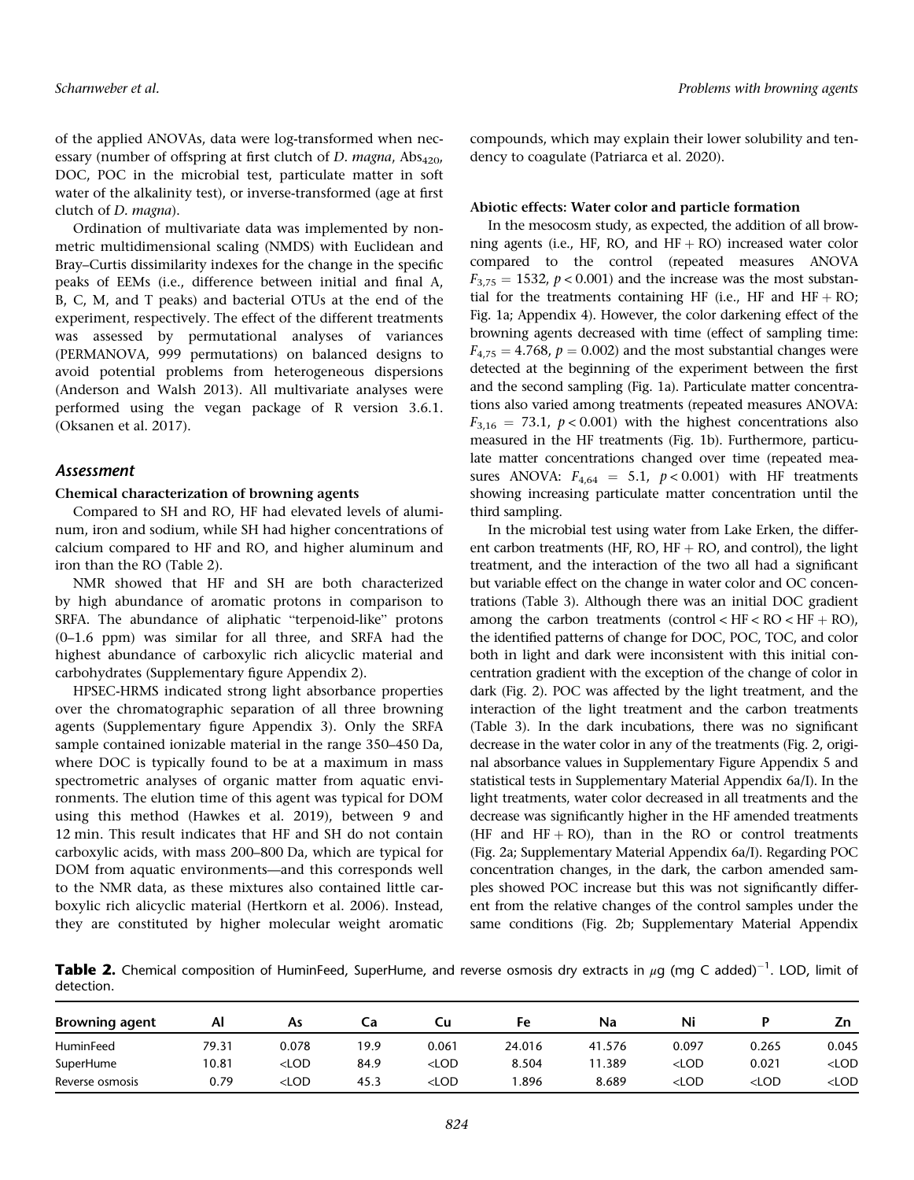of the applied ANOVAs, data were log-transformed when necessary (number of offspring at first clutch of *D. magna*, $Abs_{420}$, DOC, POC in the microbial test, particulate matter in soft water of the alkalinity test), or inverse-transformed (age at first clutch of *D. magna*).

Ordination of multivariate data was implemented by nonmetric multidimensional scaling (NMDS) with Euclidean and Bray–Curtis dissimilarity indexes for the change in the specific peaks of EEMs (i.e., difference between initial and final A, B, C, M, and T peaks) and bacterial OTUs at the end of the experiment, respectively. The effect of the different treatments was assessed by permutational analyses of variances (PERMANOVA, 999 permutations) on balanced designs to avoid potential problems from heterogeneous dispersions (Anderson and Walsh 2013). All multivariate analyses were performed using the vegan package of R version 3.6.1. (Oksanen et al. 2017).

## Assessment

### Chemical characterization of browning agents

Compared to SH and RO, HF had elevated levels of aluminum, iron and sodium, while SH had higher concentrations of calcium compared to HF and RO, and higher aluminum and iron than the RO (Table 2).

NMR showed that HF and SH are both characterized by high abundance of aromatic protons in comparison to SRFA. The abundance of aliphatic "terpenoid-like" protons (0–1.6 ppm) was similar for all three, and SRFA had the highest abundance of carboxylic rich alicyclic material and carbohydrates (Supplementary figure Appendix 2).

HPSEC-HRMS indicated strong light absorbance properties over the chromatographic separation of all three browning agents (Supplementary figure Appendix 3). Only the SRFA sample contained ionizable material in the range 350–450 Da, where DOC is typically found to be at a maximum in mass spectrometric analyses of organic matter from aquatic environments. The elution time of this agent was typical for DOM using this method (Hawkes et al. 2019), between 9 and 12 min. This result indicates that HF and SH do not contain carboxylic acids, with mass 200–800 Da, which are typical for DOM from aquatic environments—and this corresponds well to the NMR data, as these mixtures also contained little carboxylic rich alicyclic material (Hertkorn et al. 2006). Instead, they are constituted by higher molecular weight aromatic compounds, which may explain their lower solubility and tendency to coagulate (Patriarca et al. 2020).

### Abiotic effects: Water color and particle formation

In the mesocosm study, as expected, the addition of all browning agents (i.e., HF, RO, and HF + RO) increased water color compared to the control (repeated measures ANOVA $F_{3,75} = 1532$, $p < 0.001$) and the increase was the most substantial for the treatments containing HF (i.e., HF and HF + RO; Fig. 1a; Appendix 4). However, the color darkening effect of the browning agents decreased with time (effect of sampling time: $F_{4,75} = 4.768$, $p = 0.002$) and the most substantial changes were detected at the beginning of the experiment between the first and the second sampling (Fig. 1a). Particulate matter concentrations also varied among treatments (repeated measures ANOVA: $F_{3,16} = 73.1$, $p < 0.001$) with the highest concentrations also measured in the HF treatments (Fig. 1b). Furthermore, particulate matter concentrations changed over time (repeated measures ANOVA: $F_{4,64} = 5.1$, $p < 0.001$) with HF treatments showing increasing particulate matter concentration until the third sampling.

In the microbial test using water from Lake Erken, the different carbon treatments (HF, RO, HF + RO, and control), the light treatment, and the interaction of the two all had a significant but variable effect on the change in water color and OC concentrations (Table 3). Although there was an initial DOC gradient among the carbon treatments (control < HF < RO < HF + RO), the identified patterns of change for DOC, POC, TOC, and color both in light and dark were inconsistent with this initial concentration gradient with the exception of the change of color in dark (Fig. 2). POC was affected by the light treatment, and the interaction of the light treatment and the carbon treatments (Table 3). In the dark incubations, there was no significant decrease in the water color in any of the treatments (Fig. 2, original absorbance values in Supplementary Figure Appendix 5 and statistical tests in Supplementary Material Appendix 6a/I). In the light treatments, water color decreased in all treatments and the decrease was significantly higher in the HF amended treatments (HF and HF + RO), than in the RO or control treatments (Fig. 2a; Supplementary Material Appendix 6a/I). Regarding POC concentration changes, in the dark, the carbon amended samples showed POC increase but this was not significantly different from the relative changes of the control samples under the same conditions (Fig. 2b; Supplementary Material Appendix

**Table 2.** Chemical composition of HuminFeed, SuperHume, and reverse osmosis dry extracts in $\mu$g (mg C added)$^{-1}$. LOD, limit of detection.

| Browning agent | Al | As | Ca | Cu | Fe | Na | Ni | P | Zn |
|---|---|---|---|---|---|---|---|---|---|
| HuminFeed | 79.31 | 0.078 | 19.9 | 0.061 | 24.016 | 41.576 | 0.097 | 0.265 | 0.045 |
| SuperHume | 10.81 | <LOD | 84.9 | <LOD | 8.504 | 11.389 | <LOD | 0.021 | <LOD |
| Reverse osmosis | 0.79 | <LOD | 45.3 | <LOD | 1.896 | 8.689 | <LOD | <LOD | <LOD |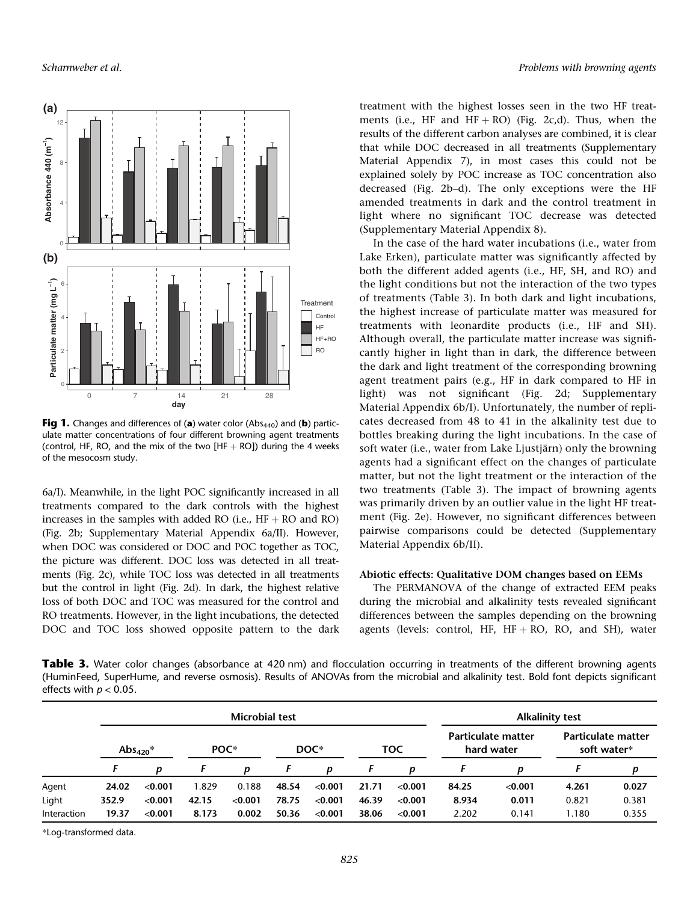Fig 1. Changes and differences of (**a**) water color ($Abs_{440}$) and (**b**) particulate matter concentrations of four different browning agent treatments (control, HF, RO, and the mix of the two [HF + RO]) during the 4 weeks of the mesocosm study.

6a/I). Meanwhile, in the light POC significantly increased in all treatments compared to the dark controls with the highest increases in the samples with added RO (i.e., HF + RO and RO) (Fig. 2b; Supplementary Material Appendix 6a/II). However, when DOC was considered or DOC and POC together as TOC, the picture was different. DOC loss was detected in all treatments (Fig. 2c), while TOC loss was detected in all treatments but the control in light (Fig. 2d). In dark, the highest relative loss of both DOC and TOC was measured for the control and RO treatments. However, in the light incubations, the detected DOC and TOC loss showed opposite pattern to the dark treatment with the highest losses seen in the two HF treatments (i.e., HF and HF + RO) (Fig. 2c,d). Thus, when the results of the different carbon analyses are combined, it is clear that while DOC decreased in all treatments (Supplementary Material Appendix 7), in most cases this could not be explained solely by POC increase as TOC concentration also decreased (Fig. 2b–d). The only exceptions were the HF amended treatments in dark and the control treatment in light where no significant TOC decrease was detected (Supplementary Material Appendix 8).

In the case of the hard water incubations (i.e., water from Lake Erken), particulate matter was significantly affected by both the different added agents (i.e., HF, SH, and RO) and the light conditions but not the interaction of the two types of treatments (Table 3). In both dark and light incubations, the highest increase of particulate matter was measured for treatments with leonardite products (i.e., HF and SH). Although overall, the particulate matter increase was significantly higher in light than in dark, the difference between the dark and light treatment of the corresponding browning agent treatment pairs (e.g., HF in dark compared to HF in light) was not significant (Fig. 2d; Supplementary Material Appendix 6b/I). Unfortunately, the number of replicates decreased from 48 to 41 in the alkalinity test due to bottles breaking during the light incubations. In the case of soft water (i.e., water from Lake Ljustjärn) only the browning agents had a significant effect on the changes of particulate matter, but not the light treatment or the interaction of the two treatments (Table 3). The impact of browning agents was primarily driven by an outlier value in the light HF treatment (Fig. 2e). However, no significant differences between pairwise comparisons could be detected (Supplementary Material Appendix 6b/II).

### Abiotic effects: Qualitative DOM changes based on EEMs

The PERMANOVA of the change of extracted EEM peaks during the microbial and alkalinity tests revealed significant differences between the samples depending on the browning agents (levels: control, HF, HF + RO, RO, and SH), water

**Table 3.** Water color changes (absorbance at 420 nm) and flocculation occurring in treatments of the different browning agents (HuminFeed, SuperHume, and reverse osmosis). Results of ANOVAs from the microbial and alkalinity test. Bold font depicts significant effects with $p < 0.05$.

| | Microbial test | | | | | | | | Alkalinity test | | | |
|---|---|---|---|---|---|---|---|---|---|---|---|---|
| | $Abs_{420}$* | | POC* | | DOC* | | TOC | | Particulate matter hard water | | Particulate matter soft water* | |
| | $F$ | $p$ | $F$ | $p$ | $F$ | $p$ | $F$ | $p$ | $F$ | $p$ | $F$ | $p$ |
| Agent | **24.02** | **<0.001** | 1.829 | 0.188 | **48.54** | **<0.001** | **21.71** | **<0.001** | **84.25** | **<0.001** | **4.261** | **0.027** |
| Light | **352.9** | **<0.001** | **42.15** | **<0.001** | **78.75** | **<0.001** | **46.39** | **<0.001** | **8.934** | **0.011** | 0.821 | 0.381 |
| Interaction | **19.37** | **<0.001** | **8.173** | **0.002** | **50.36** | **<0.001** | **38.06** | **<0.001** | 2.202 | 0.141 | 1.180 | 0.355 |

*Log-transformed data.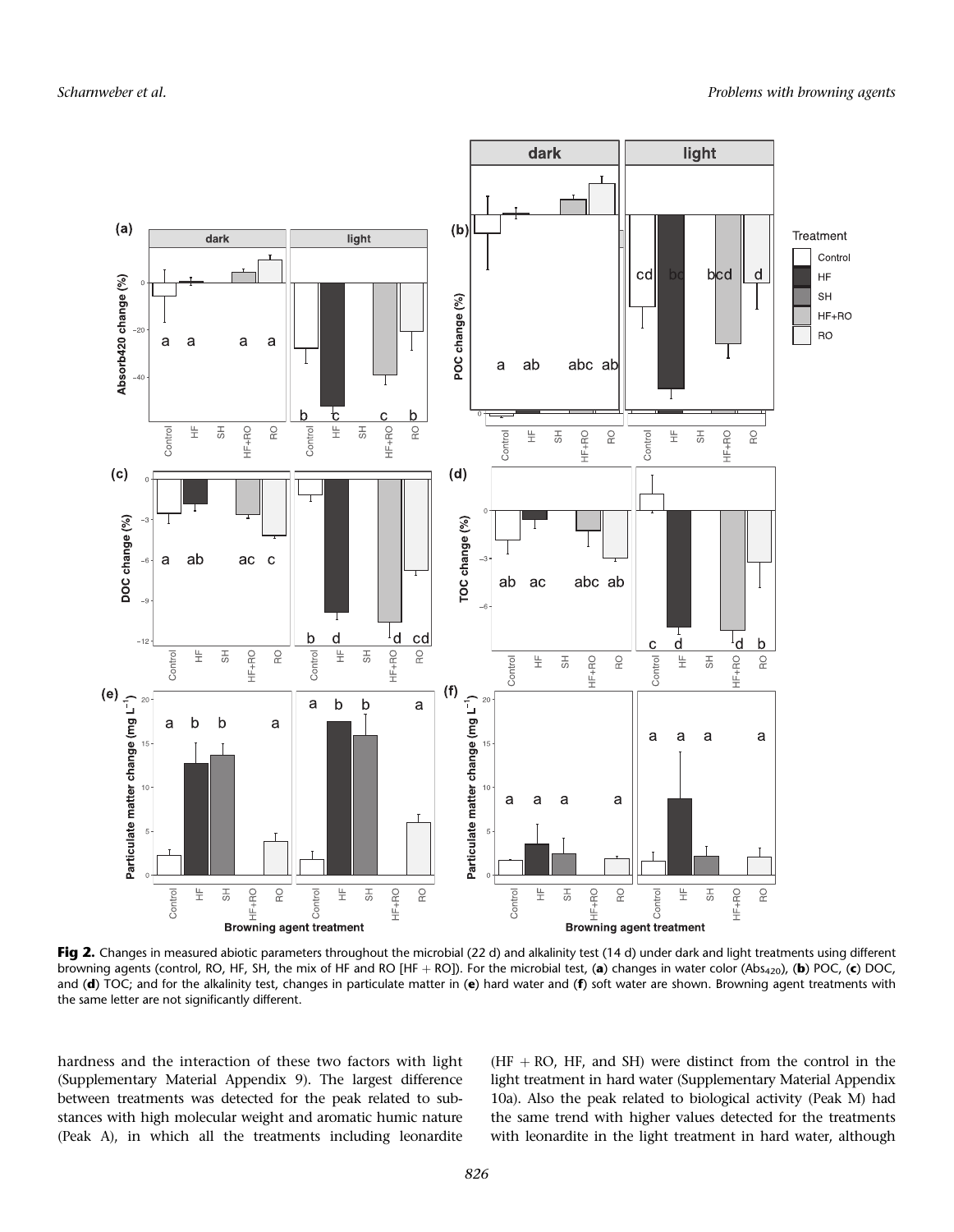**Fig 2.** Changes in measured abiotic parameters throughout the microbial (22 d) and alkalinity test (14 d) under dark and light treatments using different browning agents (control, RO, HF, SH, the mix of HF and RO [HF + RO]). For the microbial test, (**a**) changes in water color ($Abs_{420}$), (**b**) POC, (**c**) DOC, and (**d**) TOC; and for the alkalinity test, changes in particulate matter in (**e**) hard water and (**f**) soft water are shown. Browning agent treatments with the same letter are not significantly different.

hardness and the interaction of these two factors with light (Supplementary Material Appendix 9). The largest difference between treatments was detected for the peak related to substances with high molecular weight and aromatic humic nature (Peak A), in which all the treatments including leonardite (HF + RO, HF, and SH) were distinct from the control in the light treatment in hard water (Supplementary Material Appendix 10a). Also the peak related to biological activity (Peak M) had the same trend with higher values detected for the treatments with leonardite in the light treatment in hard water, although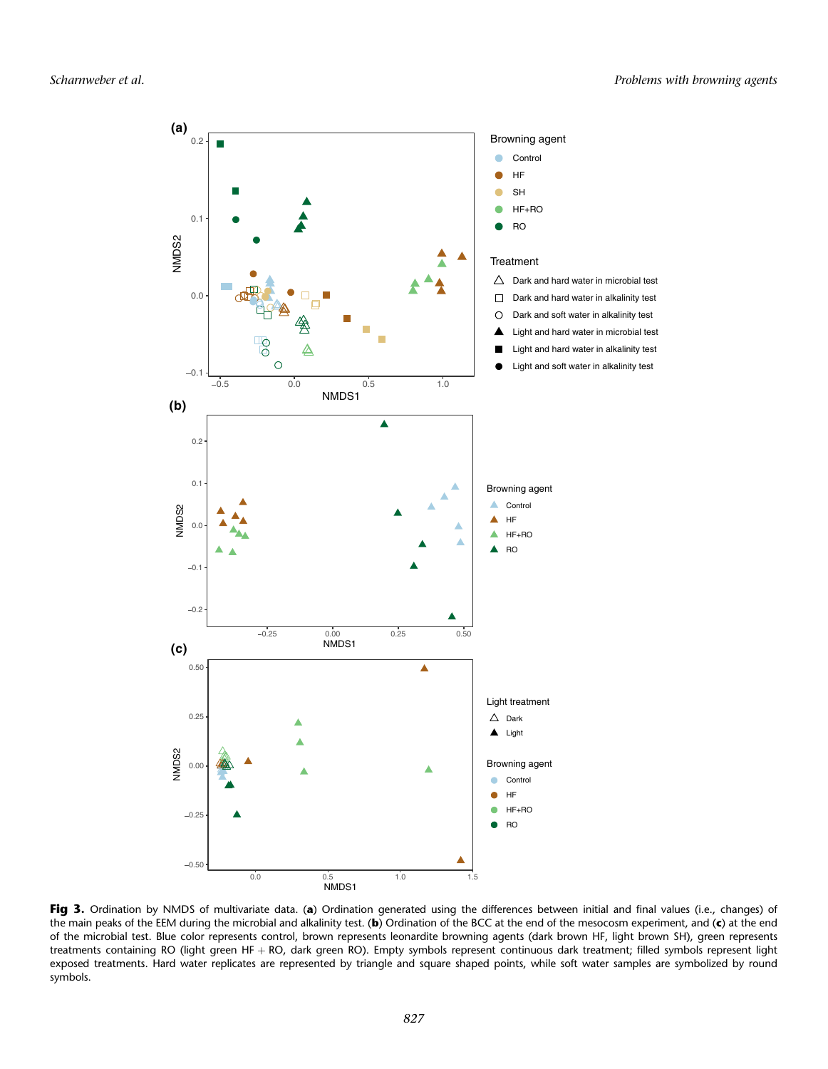**Fig 3.** Ordination by NMDS of multivariate data. (**a**) Ordination generated using the differences between initial and final values (i.e., changes) of the main peaks of the EEM during the microbial and alkalinity test. (**b**) Ordination of the BCC at the end of the mesocosm experiment, and (**c**) at the end of the microbial test. Blue color represents control, brown represents leonardite browning agents (dark brown HF, light brown SH), green represents treatments containing RO (light green HF + RO, dark green RO). Empty symbols represent continuous dark treatment; filled symbols represent light exposed treatments. Hard water replicates are represented by triangle and square shaped points, while soft water samples are symbolized by round symbols.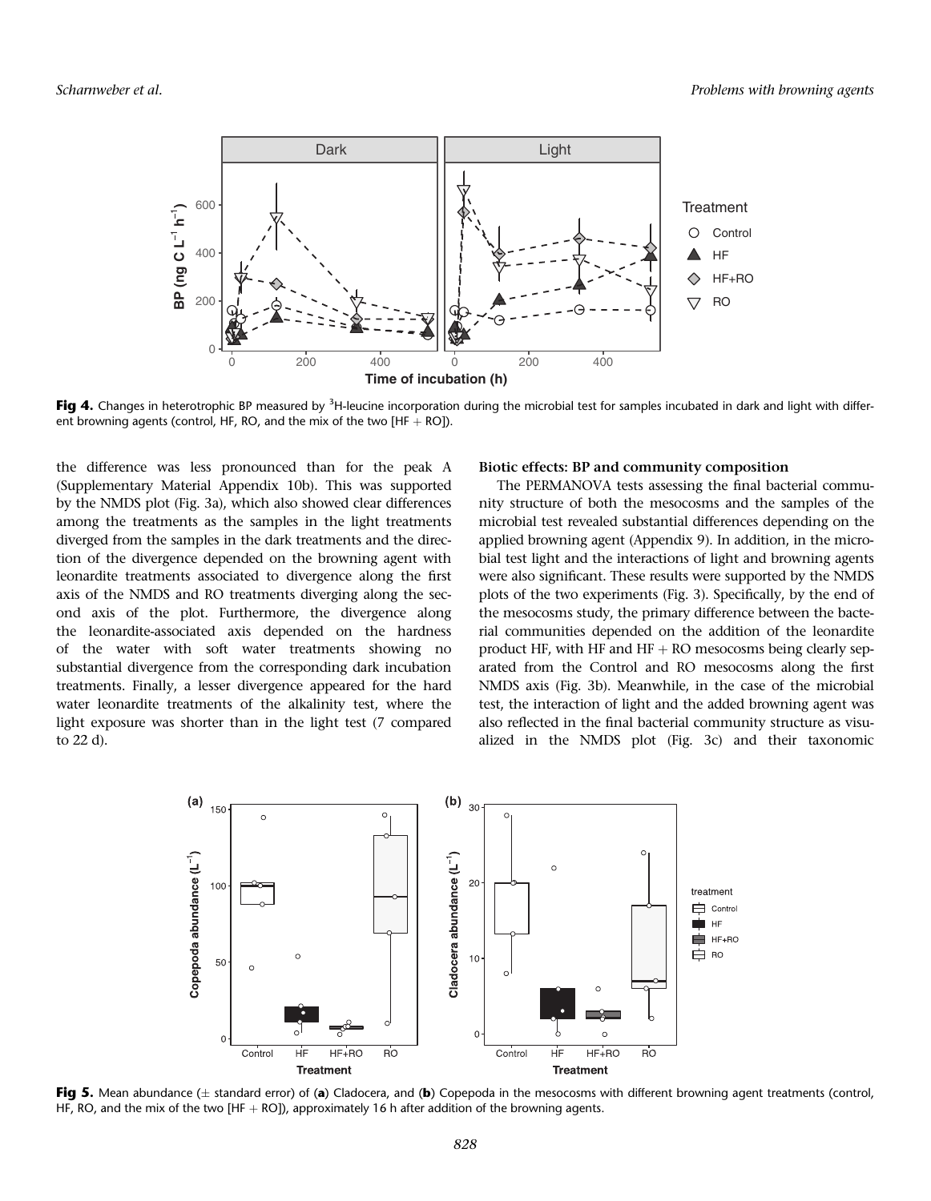**Fig 4.** Changes in heterotrophic BP measured by $^3$H-leucine incorporation during the microbial test for samples incubated in dark and light with different browning agents (control, HF, RO, and the mix of the two [HF + RO]).

the difference was less pronounced than for the peak A (Supplementary Material Appendix 10b). This was supported by the NMDS plot (Fig. 3a), which also showed clear differences among the treatments as the samples in the light treatments diverged from the samples in the dark treatments and the direction of the divergence depended on the browning agent with leonardite treatments associated to divergence along the first axis of the NMDS and RO treatments diverging along the second axis of the plot. Furthermore, the divergence along the leonardite-associated axis depended on the hardness of the water with soft water treatments showing no substantial divergence from the corresponding dark incubation treatments. Finally, a lesser divergence appeared for the hard water leonardite treatments of the alkalinity test, where the light exposure was shorter than in the light test (7 compared to 22 d).

### Biotic effects: BP and community composition

The PERMANOVA tests assessing the final bacterial community structure of both the mesocosms and the samples of the microbial test revealed substantial differences depending on the applied browning agent (Appendix 9). In addition, in the microbial test light and the interactions of light and browning agents were also significant. These results were supported by the NMDS plots of the two experiments (Fig. 3). Specifically, by the end of the mesocosms study, the primary difference between the bacterial communities depended on the addition of the leonardite product HF, with HF and HF + RO mesocosms being clearly separated from the Control and RO mesocosms along the first NMDS axis (Fig. 3b). Meanwhile, in the case of the microbial test, the interaction of light and the added browning agent was also reflected in the final bacterial community structure as visualized in the NMDS plot (Fig. 3c) and their taxonomic

**Fig 5.** Mean abundance (± standard error) of (**a**) Cladocera, and (**b**) Copepoda in the mesocosms with different browning agent treatments (control, HF, RO, and the mix of the two [HF + RO]), approximately 16 h after addition of the browning agents.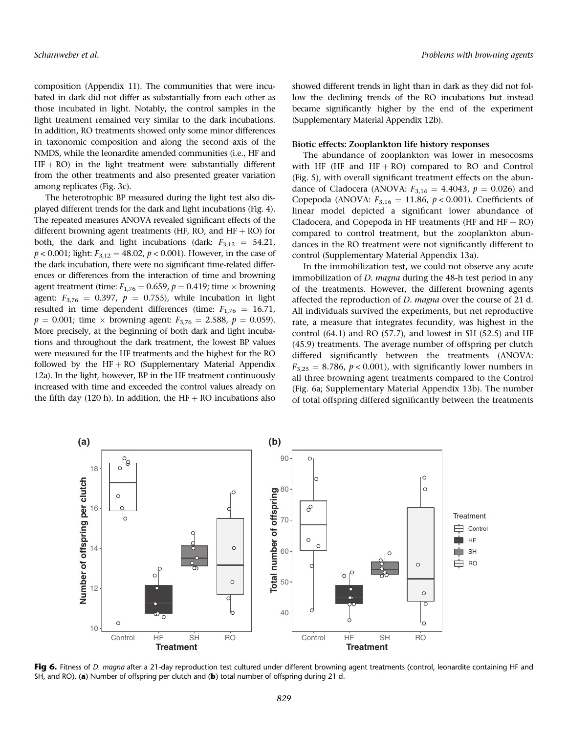composition (Appendix 11). The communities that were incubated in dark did not differ as substantially from each other as those incubated in light. Notably, the control samples in the light treatment remained very similar to the dark incubations. In addition, RO treatments showed only some minor differences in taxonomic composition and along the second axis of the NMDS, while the leonardite amended communities (i.e., HF and HF + RO) in the light treatment were substantially different from the other treatments and also presented greater variation among replicates (Fig. 3c).

The heterotrophic BP measured during the light test also displayed different trends for the dark and light incubations (Fig. 4). The repeated measures ANOVA revealed significant effects of the different browning agent treatments (HF, RO, and HF + RO) for both, the dark and light incubations (dark: $F_{3,12} = 54.21$, $p < 0.001$; light: $F_{3,12} = 48.02$, $p < 0.001$). However, in the case of the dark incubation, there were no significant time-related differences or differences from the interaction of time and browning agent treatment (time: $F_{1,76} = 0.659$, $p = 0.419$; time × browning agent: $F_{3,76} = 0.397$, $p = 0.755$), while incubation in light resulted in time dependent differences (time: $F_{1,76} = 16.71$, $p = 0.001$; time × browning agent: $F_{3,76} = 2.588$, $p = 0.059$). More precisely, at the beginning of both dark and light incubations and throughout the dark treatment, the lowest BP values were measured for the HF treatments and the highest for the RO followed by the HF + RO (Supplementary Material Appendix 12a). In the light, however, BP in the HF treatment continuously increased with time and exceeded the control values already on the fifth day (120 h). In addition, the HF + RO incubations also showed different trends in light than in dark as they did not follow the declining trends of the RO incubations but instead became significantly higher by the end of the experiment (Supplementary Material Appendix 12b).

### Biotic effects: Zooplankton life history responses

The abundance of zooplankton was lower in mesocosms with HF (HF and HF + RO) compared to RO and Control (Fig. 5), with overall significant treatment effects on the abundance of Cladocera (ANOVA: $F_{3,16} = 4.4043$, $p = 0.026$) and Copepoda (ANOVA: $F_{3,16} = 11.86$, $p < 0.001$). Coefficients of linear model depicted a significant lower abundance of Cladocera, and Copepoda in HF treatments (HF and HF + RO) compared to control treatment, but the zooplankton abundances in the RO treatment were not significantly different to control (Supplementary Material Appendix 13a).

In the immobilization test, we could not observe any acute immobilization of *D. magna* during the 48-h test period in any of the treatments. However, the different browning agents affected the reproduction of *D. magna* over the course of 21 d. All individuals survived the experiments, but net reproductive rate, a measure that integrates fecundity, was highest in the control (64.1) and RO (57.7), and lowest in SH (52.5) and HF (45.9) treatments. The average number of offspring per clutch differed significantly between the treatments (ANOVA: $F_{3,25} = 8.786$, $p < 0.001$), with significantly lower numbers in all three browning agent treatments compared to the Control (Fig. 6a; Supplementary Material Appendix 13b). The number of total offspring differed significantly between the treatments

**Fig 6.** Fitness of *D. magna* after a 21-day reproduction test cultured under different browning agent treatments (control, leonardite containing HF and SH, and RO). (**a**) Number of offspring per clutch and (**b**) total number of offspring during 21 d.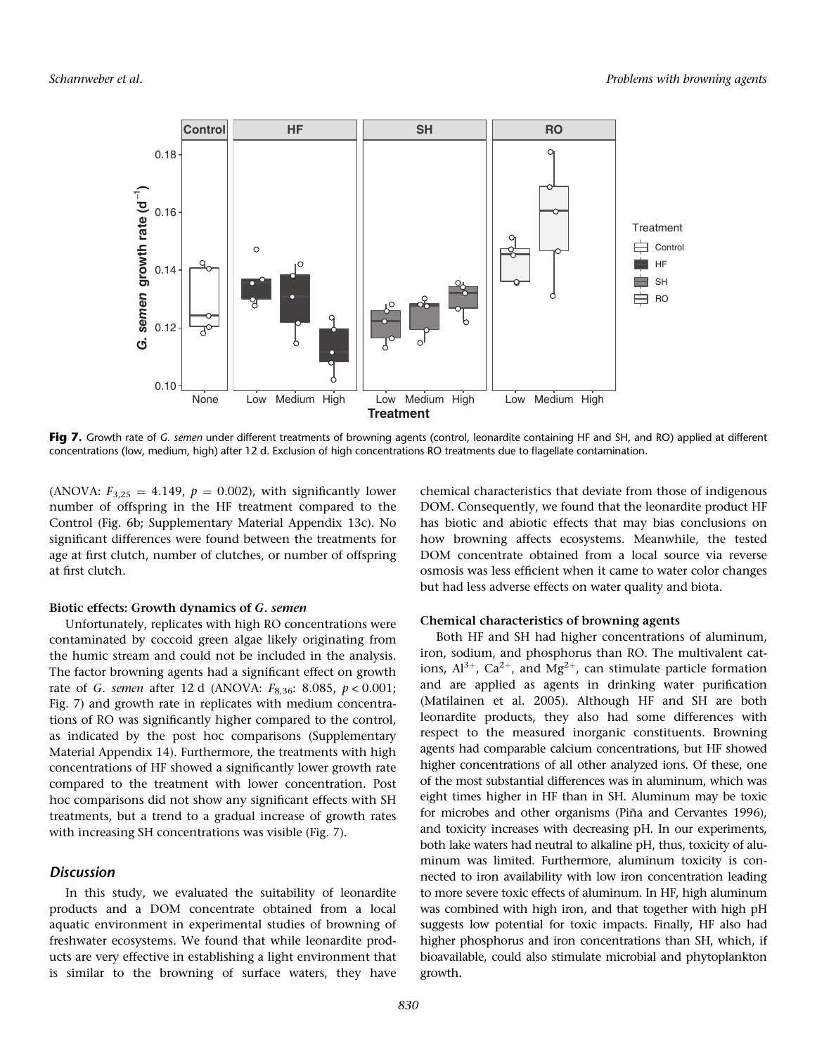Fig 7. Growth rate of *G. semen* under different treatments of browning agents (control, leonardite containing HF and SH, and RO) applied at different concentrations (low, medium, high) after 12 d. Exclusion of high concentrations RO treatments due to flagellate contamination.

(ANOVA: $F_{3,25} = 4.149$, $p = 0.002$), with significantly lower number of offspring in the HF treatment compared to the Control (Fig. 6b; Supplementary Material Appendix 13c). No significant differences were found between the treatments for age at first clutch, number of clutches, or number of offspring at first clutch.

**Biotic effects: Growth dynamics of *G. semen***

Unfortunately, replicates with high RO concentrations were contaminated by coccoid green algae likely originating from the humic stream and could not be included in the analysis. The factor browning agents had a significant effect on growth rate of *G. semen* after 12 d (ANOVA: $F_{8,36}$: 8.085, $p < 0.001$; Fig. 7) and growth rate in replicates with medium concentrations of RO was significantly higher compared to the control, as indicated by the post hoc comparisons (Supplementary Material Appendix 14). Furthermore, the treatments with high concentrations of HF showed a significantly lower growth rate compared to the treatment with lower concentration. Post hoc comparisons did not show any significant effects with SH treatments, but a trend to a gradual increase of growth rates with increasing SH concentrations was visible (Fig. 7).

## Discussion

In this study, we evaluated the suitability of leonardite products and a DOM concentrate obtained from a local aquatic environment in experimental studies of browning of freshwater ecosystems. We found that while leonardite products are very effective in establishing a light environment that is similar to the browning of surface waters, they have chemical characteristics that deviate from those of indigenous DOM. Consequently, we found that the leonardite product HF has biotic and abiotic effects that may bias conclusions on how browning affects ecosystems. Meanwhile, the tested DOM concentrate obtained from a local source via reverse osmosis was less efficient when it came to water color changes but had less adverse effects on water quality and biota.

**Chemical characteristics of browning agents**

Both HF and SH had higher concentrations of aluminum, iron, sodium, and phosphorus than RO. The multivalent cations, $Al^{3+}$, $Ca^{2+}$, and $Mg^{2+}$, can stimulate particle formation and are applied as agents in drinking water purification (Matilainen et al. 2005). Although HF and SH are both leonardite products, they also had some differences with respect to the measured inorganic constituents. Browning agents had comparable calcium concentrations, but HF showed higher concentrations of all other analyzed ions. Of these, one of the most substantial differences was in aluminum, which was eight times higher in HF than in SH. Aluminum may be toxic for microbes and other organisms (Piña and Cervantes 1996), and toxicity increases with decreasing pH. In our experiments, both lake waters had neutral to alkaline pH, thus, toxicity of aluminum was limited. Furthermore, aluminum toxicity is connected to iron availability with low iron concentration leading to more severe toxic effects of aluminum. In HF, high aluminum was combined with high iron, and that together with high pH suggests low potential for toxic impacts. Finally, HF also had higher phosphorus and iron concentrations than SH, which, if bioavailable, could also stimulate microbial and phytoplankton growth.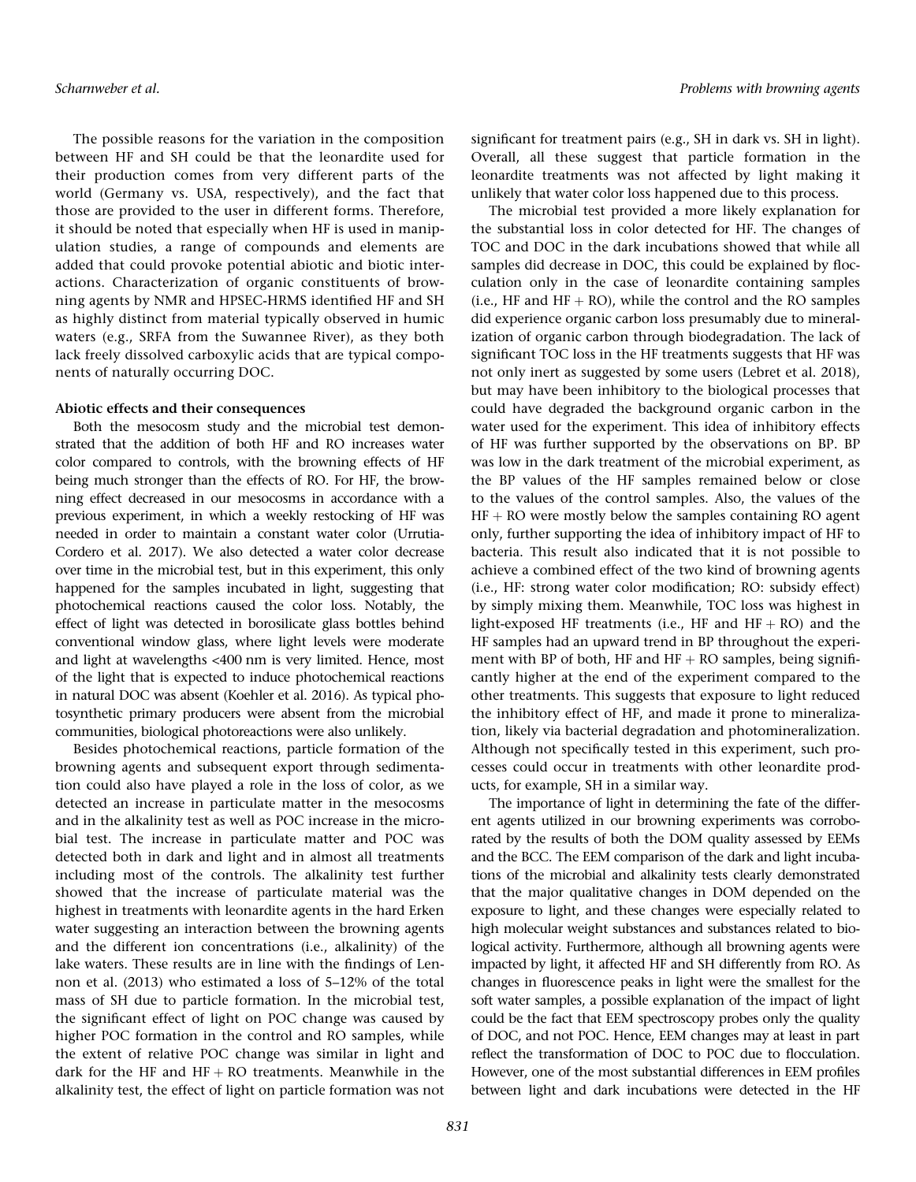The possible reasons for the variation in the composition between HF and SH could be that the leonardite used for their production comes from very different parts of the world (Germany vs. USA, respectively), and the fact that those are provided to the user in different forms. Therefore, it should be noted that especially when HF is used in manipulation studies, a range of compounds and elements are added that could provoke potential abiotic and biotic interactions. Characterization of organic constituents of browning agents by NMR and HPSEC-HRMS identified HF and SH as highly distinct from material typically observed in humic waters (e.g., SRFA from the Suwannee River), as they both lack freely dissolved carboxylic acids that are typical components of naturally occurring DOC.

### Abiotic effects and their consequences

Both the mesocosm study and the microbial test demonstrated that the addition of both HF and RO increases water color compared to controls, with the browning effects of HF being much stronger than the effects of RO. For HF, the browning effect decreased in our mesocosms in accordance with a previous experiment, in which a weekly restocking of HF was needed in order to maintain a constant water color (Urrutia-Cordero et al. 2017). We also detected a water color decrease over time in the microbial test, but in this experiment, this only happened for the samples incubated in light, suggesting that photochemical reactions caused the color loss. Notably, the effect of light was detected in borosilicate glass bottles behind conventional window glass, where light levels were moderate and light at wavelengths <400 nm is very limited. Hence, most of the light that is expected to induce photochemical reactions in natural DOC was absent (Koehler et al. 2016). As typical photosynthetic primary producers were absent from the microbial communities, biological photoreactions were also unlikely.

Besides photochemical reactions, particle formation of the browning agents and subsequent export through sedimentation could also have played a role in the loss of color, as we detected an increase in particulate matter in the mesocosms and in the alkalinity test as well as POC increase in the microbial test. The increase in particulate matter and POC was detected both in dark and light and in almost all treatments including most of the controls. The alkalinity test further showed that the increase of particulate material was the highest in treatments with leonardite agents in the hard Erken water suggesting an interaction between the browning agents and the different ion concentrations (i.e., alkalinity) of the lake waters. These results are in line with the findings of Lennon et al. (2013) who estimated a loss of 5–12% of the total mass of SH due to particle formation. In the microbial test, the significant effect of light on POC change was caused by higher POC formation in the control and RO samples, while the extent of relative POC change was similar in light and dark for the HF and HF + RO treatments. Meanwhile in the alkalinity test, the effect of light on particle formation was not significant for treatment pairs (e.g., SH in dark vs. SH in light). Overall, all these suggest that particle formation in the leonardite treatments was not affected by light making it unlikely that water color loss happened due to this process.

The microbial test provided a more likely explanation for the substantial loss in color detected for HF. The changes of TOC and DOC in the dark incubations showed that while all samples did decrease in DOC, this could be explained by flocculation only in the case of leonardite containing samples (i.e., HF and HF + RO), while the control and the RO samples did experience organic carbon loss presumably due to mineralization of organic carbon through biodegradation. The lack of significant TOC loss in the HF treatments suggests that HF was not only inert as suggested by some users (Lebret et al. 2018), but may have been inhibitory to the biological processes that could have degraded the background organic carbon in the water used for the experiment. This idea of inhibitory effects of HF was further supported by the observations on BP. BP was low in the dark treatment of the microbial experiment, as the BP values of the HF samples remained below or close to the values of the control samples. Also, the values of the HF + RO were mostly below the samples containing RO agent only, further supporting the idea of inhibitory impact of HF to bacteria. This result also indicated that it is not possible to achieve a combined effect of the two kind of browning agents (i.e., HF: strong water color modification; RO: subsidy effect) by simply mixing them. Meanwhile, TOC loss was highest in light-exposed HF treatments (i.e., HF and HF + RO) and the HF samples had an upward trend in BP throughout the experiment with BP of both, HF and HF + RO samples, being significantly higher at the end of the experiment compared to the other treatments. This suggests that exposure to light reduced the inhibitory effect of HF, and made it prone to mineralization, likely via bacterial degradation and photomineralization. Although not specifically tested in this experiment, such processes could occur in treatments with other leonardite products, for example, SH in a similar way.

The importance of light in determining the fate of the different agents utilized in our browning experiments was corroborated by the results of both the DOM quality assessed by EEMs and the BCC. The EEM comparison of the dark and light incubations of the microbial and alkalinity tests clearly demonstrated that the major qualitative changes in DOM depended on the exposure to light, and these changes were especially related to high molecular weight substances and substances related to biological activity. Furthermore, although all browning agents were impacted by light, it affected HF and SH differently from RO. As changes in fluorescence peaks in light were the smallest for the soft water samples, a possible explanation of the impact of light could be the fact that EEM spectroscopy probes only the quality of DOC, and not POC. Hence, EEM changes may at least in part reflect the transformation of DOC to POC due to flocculation. However, one of the most substantial differences in EEM profiles between light and dark incubations were detected in the HF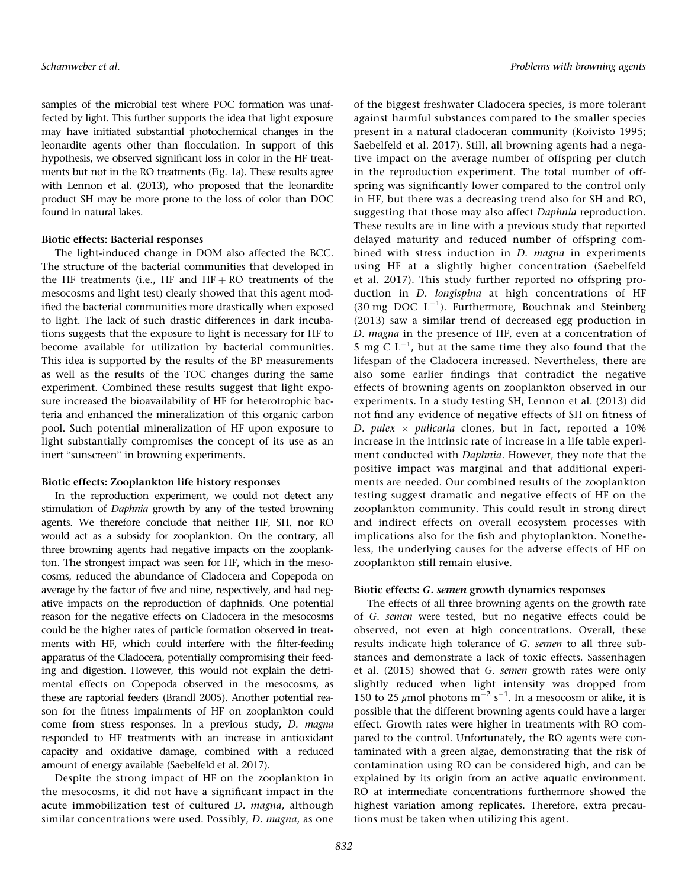samples of the microbial test where POC formation was unaffected by light. This further supports the idea that light exposure may have initiated substantial photochemical changes in the leonardite agents other than flocculation. In support of this hypothesis, we observed significant loss in color in the HF treatments but not in the RO treatments (Fig. 1a). These results agree with Lennon et al. (2013), who proposed that the leonardite product SH may be more prone to the loss of color than DOC found in natural lakes.

### Biotic effects: Bacterial responses

The light-induced change in DOM also affected the BCC. The structure of the bacterial communities that developed in the HF treatments (i.e., HF and HF + RO treatments of the mesocosms and light test) clearly showed that this agent modified the bacterial communities more drastically when exposed to light. The lack of such drastic differences in dark incubations suggests that the exposure to light is necessary for HF to become available for utilization by bacterial communities. This idea is supported by the results of the BP measurements as well as the results of the TOC changes during the same experiment. Combined these results suggest that light exposure increased the bioavailability of HF for heterotrophic bacteria and enhanced the mineralization of this organic carbon pool. Such potential mineralization of HF upon exposure to light substantially compromises the concept of its use as an inert "sunscreen" in browning experiments.

### Biotic effects: Zooplankton life history responses

In the reproduction experiment, we could not detect any stimulation of *Daphnia* growth by any of the tested browning agents. We therefore conclude that neither HF, SH, nor RO would act as a subsidy for zooplankton. On the contrary, all three browning agents had negative impacts on the zooplankton. The strongest impact was seen for HF, which in the mesocosms, reduced the abundance of Cladocera and Copepoda on average by the factor of five and nine, respectively, and had negative impacts on the reproduction of daphnids. One potential reason for the negative effects on Cladocera in the mesocosms could be the higher rates of particle formation observed in treatments with HF, which could interfere with the filter-feeding apparatus of the Cladocera, potentially compromising their feeding and digestion. However, this would not explain the detrimental effects on Copepoda observed in the mesocosms, as these are raptorial feeders (Brandl 2005). Another potential reason for the fitness impairments of HF on zooplankton could come from stress responses. In a previous study, *D. magna* responded to HF treatments with an increase in antioxidant capacity and oxidative damage, combined with a reduced amount of energy available (Saebelfeld et al. 2017).

Despite the strong impact of HF on the zooplankton in the mesocosms, it did not have a significant impact in the acute immobilization test of cultured *D. magna*, although similar concentrations were used. Possibly, *D. magna*, as one of the biggest freshwater Cladocera species, is more tolerant against harmful substances compared to the smaller species present in a natural cladoceran community (Koivisto 1995; Saebelfeld et al. 2017). Still, all browning agents had a negative impact on the average number of offspring per clutch in the reproduction experiment. The total number of offspring was significantly lower compared to the control only in HF, but there was a decreasing trend also for SH and RO, suggesting that those may also affect *Daphnia* reproduction. These results are in line with a previous study that reported delayed maturity and reduced number of offspring combined with stress induction in *D. magna* in experiments using HF at a slightly higher concentration (Saebelfeld et al. 2017). This study further reported no offspring production in *D. longispina* at high concentrations of HF (30 mg DOC $L^{-1}$). Furthermore, Bouchnak and Steinberg (2013) saw a similar trend of decreased egg production in *D. magna* in the presence of HF, even at a concentration of 5 mg C $L^{-1}$, but at the same time they also found that the lifespan of the Cladocera increased. Nevertheless, there are also some earlier findings that contradict the negative effects of browning agents on zooplankton observed in our experiments. In a study testing SH, Lennon et al. (2013) did not find any evidence of negative effects of SH on fitness of *D. pulex* × *pulicaria* clones, but in fact, reported a 10% increase in the intrinsic rate of increase in a life table experiment conducted with *Daphnia*. However, they note that the positive impact was marginal and that additional experiments are needed. Our combined results of the zooplankton testing suggest dramatic and negative effects of HF on the zooplankton community. This could result in strong direct and indirect effects on overall ecosystem processes with implications also for the fish and phytoplankton. Nonetheless, the underlying causes for the adverse effects of HF on zooplankton still remain elusive.

### Biotic effects: *G. semen* growth dynamics responses

The effects of all three browning agents on the growth rate of *G. semen* were tested, but no negative effects could be observed, not even at high concentrations. Overall, these results indicate high tolerance of *G. semen* to all three substances and demonstrate a lack of toxic effects. Sassenhagen et al. (2015) showed that *G. semen* growth rates were only slightly reduced when light intensity was dropped from 150 to 25 $\mu$mol photons $m^{-2}$ $s^{-1}$. In a mesocosm or alike, it is possible that the different browning agents could have a larger effect. Growth rates were higher in treatments with RO compared to the control. Unfortunately, the RO agents were contaminated with a green algae, demonstrating that the risk of contamination using RO can be considered high, and can be explained by its origin from an active aquatic environment. RO at intermediate concentrations furthermore showed the highest variation among replicates. Therefore, extra precautions must be taken when utilizing this agent.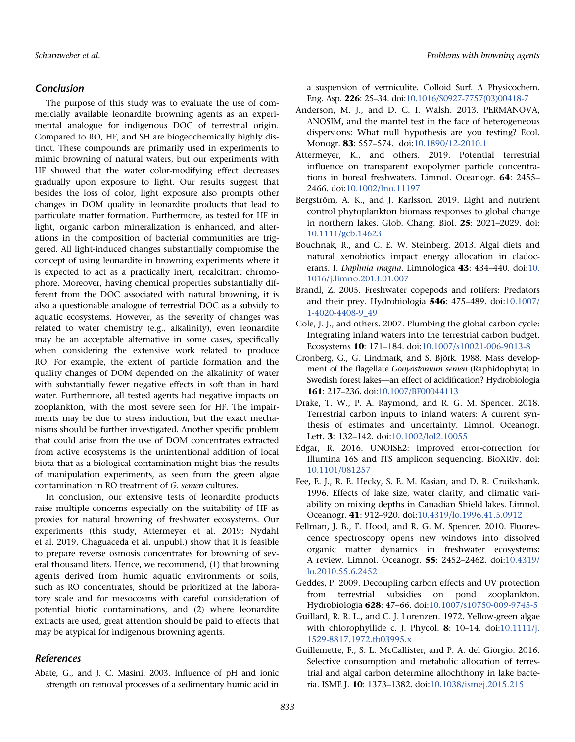### Conclusion

The purpose of this study was to evaluate the use of commercially available leonardite browning agents as an experimental analogue for indigenous DOC of terrestrial origin. Compared to RO, HF, and SH are biogeochemically highly distinct. These compounds are primarily used in experiments to mimic browning of natural waters, but our experiments with HF showed that the water color-modifying effect decreases gradually upon exposure to light. Our results suggest that besides the loss of color, light exposure also prompts other changes in DOM quality in leonardite products that lead to particulate matter formation. Furthermore, as tested for HF in light, organic carbon mineralization is enhanced, and alterations in the composition of bacterial communities are triggered. All light-induced changes substantially compromise the concept of using leonardite in browning experiments where it is expected to act as a practically inert, recalcitrant chromophore. Moreover, having chemical properties substantially different from the DOC associated with natural browning, it is also a questionable analogue of terrestrial DOC as a subsidy to aquatic ecosystems. However, as the severity of changes was related to water chemistry (e.g., alkalinity), even leonardite may be an acceptable alternative in some cases, specifically when considering the extensive work related to produce RO. For example, the extent of particle formation and the quality changes of DOM depended on the alkalinity of water with substantially fewer negative effects in soft than in hard water. Furthermore, all tested agents had negative impacts on zooplankton, with the most severe seen for HF. The impairments may be due to stress induction, but the exact mechanisms should be further investigated. Another specific problem that could arise from the use of DOM concentrates extracted from active ecosystems is the unintentional addition of local biota that as a biological contamination might bias the results of manipulation experiments, as seen from the green algae contamination in RO treatment of *G. semen* cultures.

In conclusion, our extensive tests of leonardite products raise multiple concerns especially on the suitability of HF as proxies for natural browning of freshwater ecosystems. Our experiments (this study, Attermeyer et al. 2019; Nydahl et al. 2019, Chaguaceda et al. unpubl.) show that it is feasible to prepare reverse osmosis concentrates for browning of several thousand liters. Hence, we recommend, (1) that browning agents derived from humic aquatic environments or soils, such as RO concentrates, should be prioritized at the laboratory scale and for mesocosms with careful consideration of potential biotic contaminations, and (2) where leonardite extracts are used, great attention should be paid to effects that may be atypical for indigenous browning agents.

### References

Abate, G., and J. C. Masini. 2003. Influence of pH and ionic strength on removal processes of a sedimentary humic acid in a suspension of vermiculite. Colloid Surf. A Physicochem. Eng. Asp. **226**: 25–34. doi:10.1016/S0927-7757(03)00418-7

Anderson, M. J., and D. C. I. Walsh. 2013. PERMANOVA, ANOSIM, and the mantel test in the face of heterogeneous dispersions: What null hypothesis are you testing? Ecol. Monogr. **83**: 557–574. doi:10.1890/12-2010.1

Attermeyer, K., and others. 2019. Potential terrestrial influence on transparent exopolymer particle concentrations in boreal freshwaters. Limnol. Oceanogr. **64**: 2455–2466. doi:10.1002/lno.11197

Bergström, A. K., and J. Karlsson. 2019. Light and nutrient control phytoplankton biomass responses to global change in northern lakes. Glob. Chang. Biol. **25**: 2021–2029. doi:10.1111/gcb.14623

Bouchnak, R., and C. E. W. Steinberg. 2013. Algal diets and natural xenobiotics impact energy allocation in cladocerans. I. *Daphnia magna*. Limnologica **43**: 434–440. doi:10.1016/j.limno.2013.01.007

Brandl, Z. 2005. Freshwater copepods and rotifers: Predators and their prey. Hydrobiologia **546**: 475–489. doi:10.1007/1-4020-4408-9_49

Cole, J. J., and others. 2007. Plumbing the global carbon cycle: Integrating inland waters into the terrestrial carbon budget. Ecosystems **10**: 171–184. doi:10.1007/s10021-006-9013-8

Cronberg, G., G. Lindmark, and S. Björk. 1988. Mass development of the flagellate *Gonyostomum semen* (Raphidophyta) in Swedish forest lakes—an effect of acidification? Hydrobiologia **161**: 217–236. doi:10.1007/BF00044113

Drake, T. W., P. A. Raymond, and R. G. M. Spencer. 2018. Terrestrial carbon inputs to inland waters: A current synthesis of estimates and uncertainty. Limnol. Oceanogr. Lett. **3**: 132–142. doi:10.1002/lol2.10055

Edgar, R. 2016. UNOISE2: Improved error-correction for Illumina 16S and ITS amplicon sequencing. BioXRiv. doi:10.1101/081257

Fee, E. J., R. E. Hecky, S. E. M. Kasian, and D. R. Cruikshank. 1996. Effects of lake size, water clarity, and climatic variability on mixing depths in Canadian Shield lakes. Limnol. Oceanogr. **41**: 912–920. doi:10.4319/lo.1996.41.5.0912

Fellman, J. B., E. Hood, and R. G. M. Spencer. 2010. Fluorescence spectroscopy opens new windows into dissolved organic matter dynamics in freshwater ecosystems: A review. Limnol. Oceanogr. **55**: 2452–2462. doi:10.4319/lo.2010.55.6.2452

Geddes, P. 2009. Decoupling carbon effects and UV protection from terrestrial subsidies on pond zooplankton. Hydrobiologia **628**: 47–66. doi:10.1007/s10750-009-9745-5

Guillard, R. R. L., and C. J. Lorenzen. 1972. Yellow-green algae with chlorophyllide c. J. Phycol. **8**: 10–14. doi:10.1111/j.1529-8817.1972.tb03995.x

Guillemette, F., S. L. McCallister, and P. A. del Giorgio. 2016. Selective consumption and metabolic allocation of terrestrial and algal carbon determine allochthony in lake bacteria. ISME J. **10**: 1373–1382. doi:10.1038/ismej.2015.215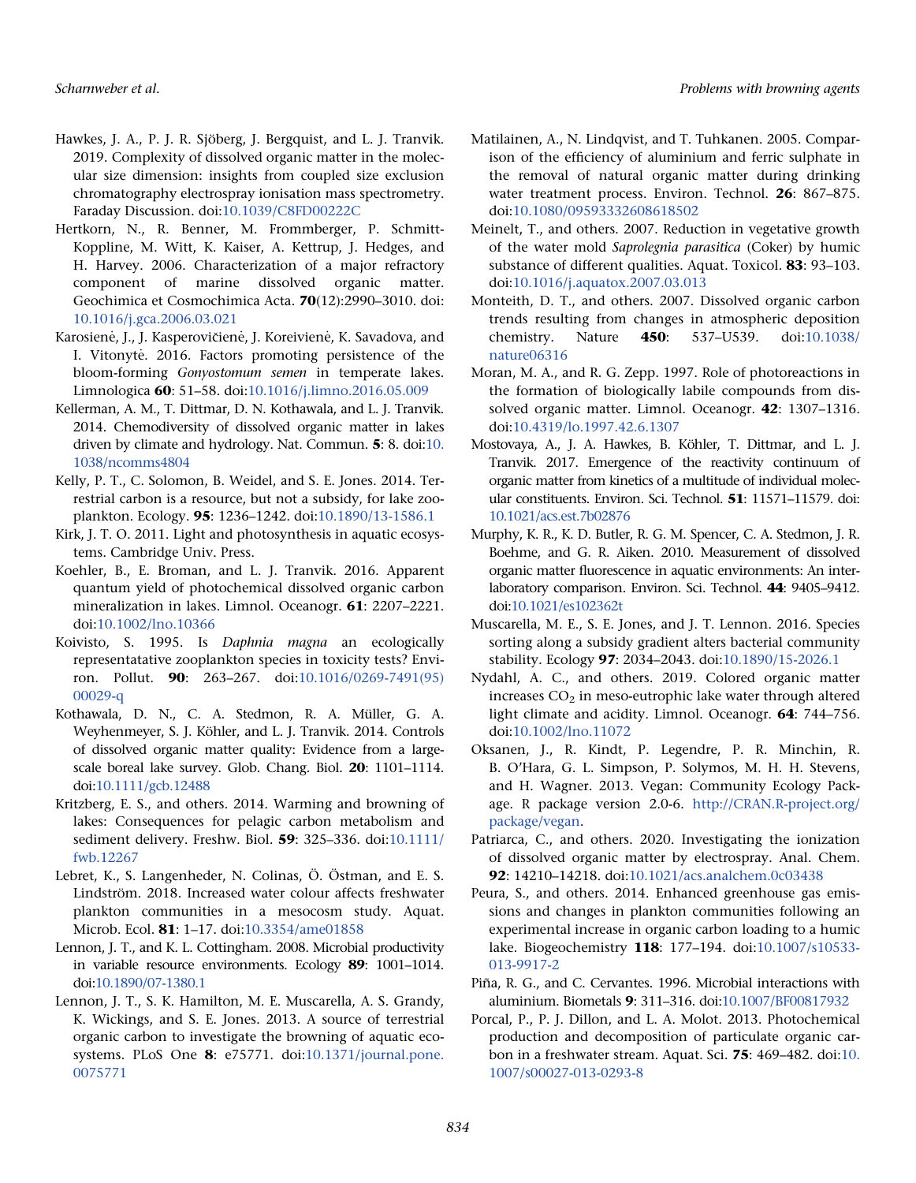Hawkes, J. A., P. J. R. Sjöberg, J. Bergquist, and L. J. Tranvik. 2019. Complexity of dissolved organic matter in the molecular size dimension: insights from coupled size exclusion chromatography electrospray ionisation mass spectrometry. Faraday Discussion. doi:10.1039/C8FD00222C

Hertkorn, N., R. Benner, M. Frommberger, P. Schmitt-Koppline, M. Witt, K. Kaiser, A. Kettrup, J. Hedges, and H. Harvey. 2006. Characterization of a major refractory component of marine dissolved organic matter. Geochimica et Cosmochimica Acta. **70**(12):2990–3010. doi:10.1016/j.gca.2006.03.021

Karosienė, J., J. Kasperovičienė, J. Koreivienė, K. Savadova, and I. Vitonytė. 2016. Factors promoting persistence of the bloom-forming *Gonyostomum semen* in temperate lakes. Limnologica **60**: 51–58. doi:10.1016/j.limno.2016.05.009

Kellerman, A. M., T. Dittmar, D. N. Kothawala, and L. J. Tranvik. 2014. Chemodiversity of dissolved organic matter in lakes driven by climate and hydrology. Nat. Commun. **5**: 8. doi:10.1038/ncomms4804

Kelly, P. T., C. Solomon, B. Weidel, and S. E. Jones. 2014. Terrestrial carbon is a resource, but not a subsidy, for lake zooplankton. Ecology. **95**: 1236–1242. doi:10.1890/13-1586.1

Kirk, J. T. O. 2011. Light and photosynthesis in aquatic ecosystems. Cambridge Univ. Press.

Koehler, B., E. Broman, and L. J. Tranvik. 2016. Apparent quantum yield of photochemical dissolved organic carbon mineralization in lakes. Limnol. Oceanogr. **61**: 2207–2221. doi:10.1002/lno.10366

Koivisto, S. 1995. Is *Daphnia magna* an ecologically representatative zooplankton species in toxicity tests? Environ. Pollut. **90**: 263–267. doi:10.1016/0269-7491(95)00029-q

Kothawala, D. N., C. A. Stedmon, R. A. Müller, G. A. Weyhenmeyer, S. J. Köhler, and L. J. Tranvik. 2014. Controls of dissolved organic matter quality: Evidence from a large-scale boreal lake survey. Glob. Chang. Biol. **20**: 1101–1114. doi:10.1111/gcb.12488

Kritzberg, E. S., and others. 2014. Warming and browning of lakes: Consequences for pelagic carbon metabolism and sediment delivery. Freshw. Biol. **59**: 325–336. doi:10.1111/fwb.12267

Lebret, K., S. Langenheder, N. Colinas, Ö. Östman, and E. S. Lindström. 2018. Increased water colour affects freshwater plankton communities in a mesocosm study. Aquat. Microb. Ecol. **81**: 1–17. doi:10.3354/ame01858

Lennon, J. T., and K. L. Cottingham. 2008. Microbial productivity in variable resource environments. Ecology **89**: 1001–1014. doi:10.1890/07-1380.1

Lennon, J. T., S. K. Hamilton, M. E. Muscarella, A. S. Grandy, K. Wickings, and S. E. Jones. 2013. A source of terrestrial organic carbon to investigate the browning of aquatic ecosystems. PLoS One **8**: e75771. doi:10.1371/journal.pone.0075771

Matilainen, A., N. Lindqvist, and T. Tuhkanen. 2005. Comparison of the efficiency of aluminium and ferric sulphate in the removal of natural organic matter during drinking water treatment process. Environ. Technol. **26**: 867–875. doi:10.1080/09593332608618502

Meinelt, T., and others. 2007. Reduction in vegetative growth of the water mold *Saprolegnia parasitica* (Coker) by humic substance of different qualities. Aquat. Toxicol. **83**: 93–103. doi:10.1016/j.aquatox.2007.03.013

Monteith, D. T., and others. 2007. Dissolved organic carbon trends resulting from changes in atmospheric deposition chemistry. Nature **450**: 537–U539. doi:10.1038/nature06316

Moran, M. A., and R. G. Zepp. 1997. Role of photoreactions in the formation of biologically labile compounds from dissolved organic matter. Limnol. Oceanogr. **42**: 1307–1316. doi:10.4319/lo.1997.42.6.1307

Mostovaya, A., J. A. Hawkes, B. Köhler, T. Dittmar, and L. J. Tranvik. 2017. Emergence of the reactivity continuum of organic matter from kinetics of a multitude of individual molecular constituents. Environ. Sci. Technol. **51**: 11571–11579. doi:10.1021/acs.est.7b02876

Murphy, K. R., K. D. Butler, R. G. M. Spencer, C. A. Stedmon, J. R. Boehme, and G. R. Aiken. 2010. Measurement of dissolved organic matter fluorescence in aquatic environments: An interlaboratory comparison. Environ. Sci. Technol. **44**: 9405–9412. doi:10.1021/es102362t

Muscarella, M. E., S. E. Jones, and J. T. Lennon. 2016. Species sorting along a subsidy gradient alters bacterial community stability. Ecology **97**: 2034–2043. doi:10.1890/15-2026.1

Nydahl, A. C., and others. 2019. Colored organic matter increases $CO_2$ in meso-eutrophic lake water through altered light climate and acidity. Limnol. Oceanogr. **64**: 744–756. doi:10.1002/lno.11072

Oksanen, J., R. Kindt, P. Legendre, P. R. Minchin, R. B. O'Hara, G. L. Simpson, P. Solymos, M. H. H. Stevens, and H. Wagner. 2013. Vegan: Community Ecology Package. R package version 2.0-6. http://CRAN.R-project.org/package/vegan.

Patriarca, C., and others. 2020. Investigating the ionization of dissolved organic matter by electrospray. Anal. Chem. **92**: 14210–14218. doi:10.1021/acs.analchem.0c03438

Peura, S., and others. 2014. Enhanced greenhouse gas emissions and changes in plankton communities following an experimental increase in organic carbon loading to a humic lake. Biogeochemistry **118**: 177–194. doi:10.1007/s10533-013-9917-2

Piña, R. G., and C. Cervantes. 1996. Microbial interactions with aluminium. Biometals **9**: 311–316. doi:10.1007/BF00817932

Porcal, P., P. J. Dillon, and L. A. Molot. 2013. Photochemical production and decomposition of particulate organic carbon in a freshwater stream. Aquat. Sci. **75**: 469–482. doi:10.1007/s00027-013-0293-8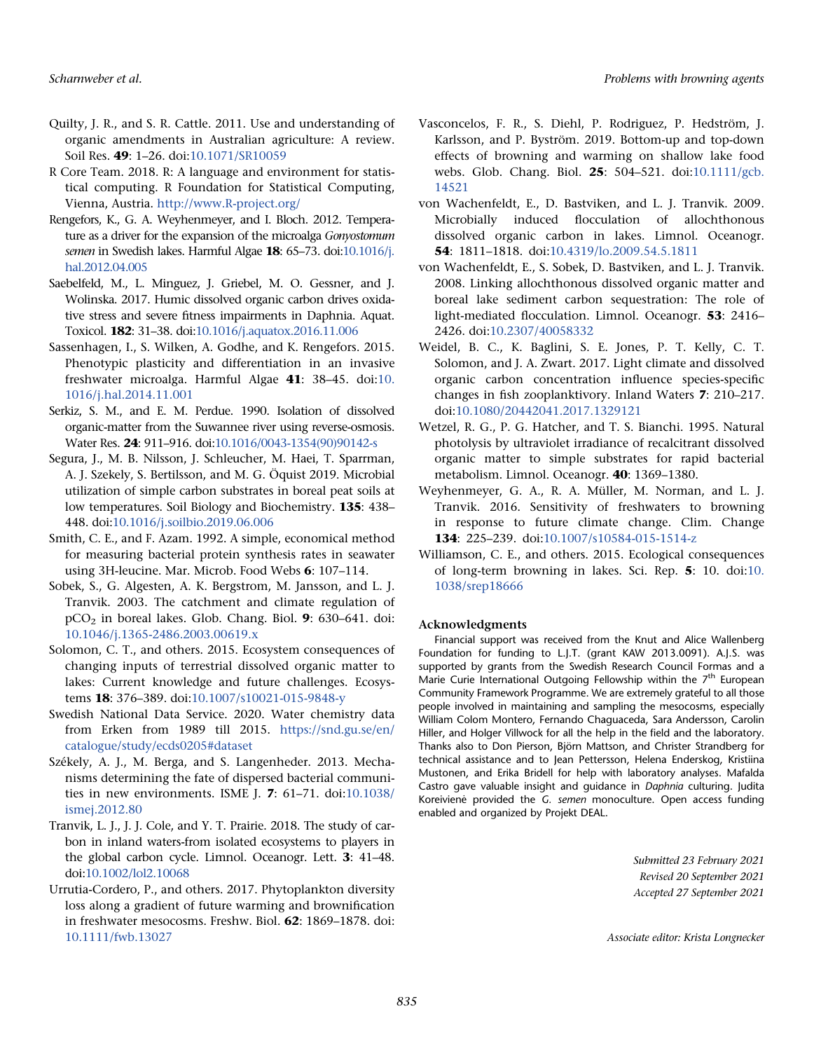Quilty, J. R., and S. R. Cattle. 2011. Use and understanding of organic amendments in Australian agriculture: A review. Soil Res. **49**: 1–26. doi:10.1071/SR10059

R Core Team. 2018. R: A language and environment for statistical computing. R Foundation for Statistical Computing, Vienna, Austria. http://www.R-project.org/

Rengefors, K., G. A. Weyhenmeyer, and I. Bloch. 2012. Temperature as a driver for the expansion of the microalga *Gonyostomum semen* in Swedish lakes. Harmful Algae **18**: 65–73. doi:10.1016/j.hal.2012.04.005

Saebelfeld, M., L. Minguez, J. Griebel, M. O. Gessner, and J. Wolinska. 2017. Humic dissolved organic carbon drives oxidative stress and severe fitness impairments in Daphnia. Aquat. Toxicol. **182**: 31–38. doi:10.1016/j.aquatox.2016.11.006

Sassenhagen, I., S. Wilken, A. Godhe, and K. Rengefors. 2015. Phenotypic plasticity and differentiation in an invasive freshwater microalga. Harmful Algae **41**: 38–45. doi:10.1016/j.hal.2014.11.001

Serkiz, S. M., and E. M. Perdue. 1990. Isolation of dissolved organic-matter from the Suwannee river using reverse-osmosis. Water Res. **24**: 911–916. doi:10.1016/0043-1354(90)90142-s

Segura, J., M. B. Nilsson, J. Schleucher, M. Haei, T. Sparrman, A. J. Szekely, S. Bertilsson, and M. G. Öquist 2019. Microbial utilization of simple carbon substrates in boreal peat soils at low temperatures. Soil Biology and Biochemistry. **135**: 438–448. doi:10.1016/j.soilbio.2019.06.006

Smith, C. E., and F. Azam. 1992. A simple, economical method for measuring bacterial protein synthesis rates in seawater using 3H-leucine. Mar. Microb. Food Webs **6**: 107–114.

Sobek, S., G. Algesten, A. K. Bergstrom, M. Jansson, and L. J. Tranvik. 2003. The catchment and climate regulation of $pCO_2$ in boreal lakes. Glob. Chang. Biol. **9**: 630–641. doi:10.1046/j.1365-2486.2003.00619.x

Solomon, C. T., and others. 2015. Ecosystem consequences of changing inputs of terrestrial dissolved organic matter to lakes: Current knowledge and future challenges. Ecosystems **18**: 376–389. doi:10.1007/s10021-015-9848-y

Swedish National Data Service. 2020. Water chemistry data from Erken from 1989 till 2015. https://snd.gu.se/en/catalogue/study/ecds0205#dataset

Székely, A. J., M. Berga, and S. Langenheder. 2013. Mechanisms determining the fate of dispersed bacterial communities in new environments. ISME J. **7**: 61–71. doi:10.1038/ismej.2012.80

Tranvik, L. J., J. J. Cole, and Y. T. Prairie. 2018. The study of carbon in inland waters-from isolated ecosystems to players in the global carbon cycle. Limnol. Oceanogr. Lett. **3**: 41–48. doi:10.1002/lol2.10068

Urrutia-Cordero, P., and others. 2017. Phytoplankton diversity loss along a gradient of future warming and brownification in freshwater mesocosms. Freshw. Biol. **62**: 1869–1878. doi:10.1111/fwb.13027

Vasconcelos, F. R., S. Diehl, P. Rodriguez, P. Hedström, J. Karlsson, and P. Byström. 2019. Bottom-up and top-down effects of browning and warming on shallow lake food webs. Glob. Chang. Biol. **25**: 504–521. doi:10.1111/gcb.14521

von Wachenfeldt, E., D. Bastviken, and L. J. Tranvik. 2009. Microbially induced flocculation of allochthonous dissolved organic carbon in lakes. Limnol. Oceanogr. **54**: 1811–1818. doi:10.4319/lo.2009.54.5.1811

von Wachenfeldt, E., S. Sobek, D. Bastviken, and L. J. Tranvik. 2008. Linking allochthonous dissolved organic matter and boreal lake sediment carbon sequestration: The role of light-mediated flocculation. Limnol. Oceanogr. **53**: 2416–2426. doi:10.2307/40058332

Weidel, B. C., K. Baglini, S. E. Jones, P. T. Kelly, C. T. Solomon, and J. A. Zwart. 2017. Light climate and dissolved organic carbon concentration influence species-specific changes in fish zooplanktivory. Inland Waters **7**: 210–217. doi:10.1080/20442041.2017.1329121

Wetzel, R. G., P. G. Hatcher, and T. S. Bianchi. 1995. Natural photolysis by ultraviolet irradiance of recalcitrant dissolved organic matter to simple substrates for rapid bacterial metabolism. Limnol. Oceanogr. **40**: 1369–1380.

Weyhenmeyer, G. A., R. A. Müller, M. Norman, and L. J. Tranvik. 2016. Sensitivity of freshwaters to browning in response to future climate change. Clim. Change **134**: 225–239. doi:10.1007/s10584-015-1514-z

Williamson, C. E., and others. 2015. Ecological consequences of long-term browning in lakes. Sci. Rep. **5**: 10. doi:10.1038/srep18666

## Acknowledgments

Financial support was received from the Knut and Alice Wallenberg Foundation for funding to L.J.T. (grant KAW 2013.0091). A.J.S. was supported by grants from the Swedish Research Council Formas and a Marie Curie International Outgoing Fellowship within the 7th European Community Framework Programme. We are extremely grateful to all those people involved in maintaining and sampling the mesocosms, especially William Colom Montero, Fernando Chaguaceda, Sara Andersson, Carolin Hiller, and Holger Villwock for all the help in the field and the laboratory. Thanks also to Don Pierson, Björn Mattson, and Christer Strandberg for technical assistance and to Jean Pettersson, Helena Enderskog, Kristiina Mustonen, and Erika Bridell for help with laboratory analyses. Mafalda Castro gave valuable insight and guidance in *Daphnia* culturing. Judita Koreivienė provided the *G. semen* monoculture. Open access funding enabled and organized by Projekt DEAL.

*Submitted 23 February 2021*
*Revised 20 September 2021*
*Accepted 27 September 2021*

*Associate editor: Krista Longnecker*